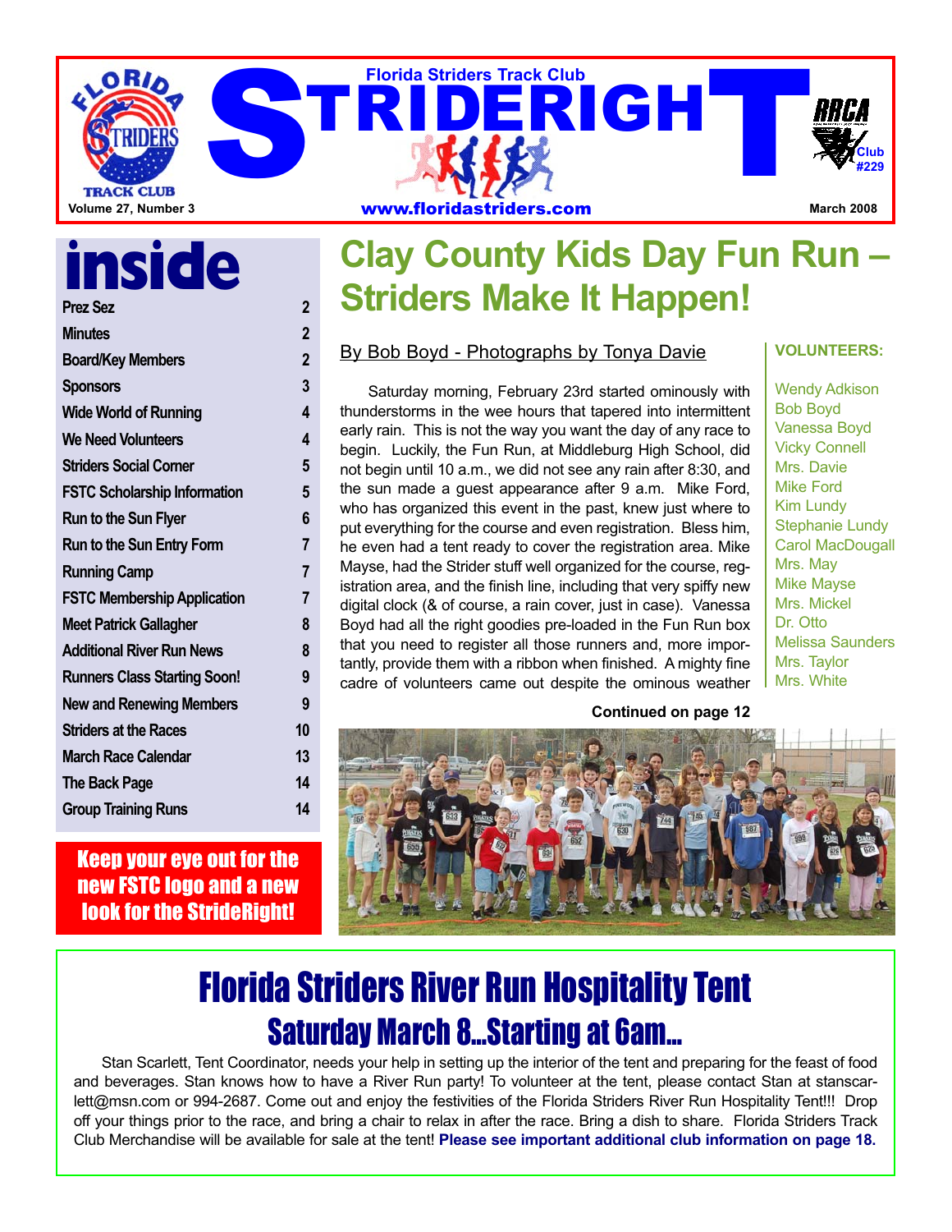# STRIDERIGHT

Florida Striders Track Club

Volume 27, Number 3 | www.floridastriders.com | March 2008

RRCA Club #229

## inside

| | |
|---|---|
| Prez Sez | 2 |
| Minutes | 2 |
| Board/Key Members | 2 |
| Sponsors | 3 |
| Wide World of Running | 4 |
| We Need Volunteers | 4 |
| Striders Social Corner | 5 |
| FSTC Scholarship Information | 5 |
| Run to the Sun Flyer | 6 |
| Run to the Sun Entry Form | 7 |
| Running Camp | 7 |
| FSTC Membership Application | 7 |
| Meet Patrick Gallagher | 8 |
| Additional River Run News | 8 |
| Runners Class Starting Soon! | 9 |
| New and Renewing Members | 9 |
| Striders at the Races | 10 |
| March Race Calendar | 13 |
| The Back Page | 14 |
| Group Training Runs | 14 |

**Keep your eye out for the new FSTC logo and a new look for the StrideRight!**

# Clay County Kids Day Fun Run – Striders Make It Happen!

By Bob Boyd - Photographs by Tonya Davie

Saturday morning, February 23rd started ominously with thunderstorms in the wee hours that tapered into intermittent early rain. This is not the way you want the day of any race to begin. Luckily, the Fun Run, at Middleburg High School, did not begin until 10 a.m., we did not see any rain after 8:30, and the sun made a guest appearance after 9 a.m. Mike Ford, who has organized this event in the past, knew just where to put everything for the course and even registration. Bless him, he even had a tent ready to cover the registration area. Mike Mayse, had the Strider stuff well organized for the course, registration area, and the finish line, including that very spiffy new digital clock (& of course, a rain cover, just in case). Vanessa Boyd had all the right goodies pre-loaded in the Fun Run box that you need to register all those runners and, more importantly, provide them with a ribbon when finished. A mighty fine cadre of volunteers came out despite the ominous weather

**Continued on page 12**

**VOLUNTEERS:**

Wendy Adkison
Bob Boyd
Vanessa Boyd
Vicky Connell
Mrs. Davie
Mike Ford
Kim Lundy
Stephanie Lundy
Carol MacDougall
Mrs. May
Mike Mayse
Mrs. Mickel
Dr. Otto
Melissa Saunders
Mrs. Taylor
Mrs. White

# Florida Striders River Run Hospitality Tent

## Saturday March 8...Starting at 6am...

Stan Scarlett, Tent Coordinator, needs your help in setting up the interior of the tent and preparing for the feast of food and beverages. Stan knows how to have a River Run party! To volunteer at the tent, please contact Stan at stanscarlett@msn.com or 994-2687. Come out and enjoy the festivities of the Florida Striders River Run Hospitality Tent!!! Drop off your things prior to the race, and bring a chair to relax in after the race. Bring a dish to share. Florida Striders Track Club Merchandise will be available for sale at the tent! **Please see important additional club information on page 18.**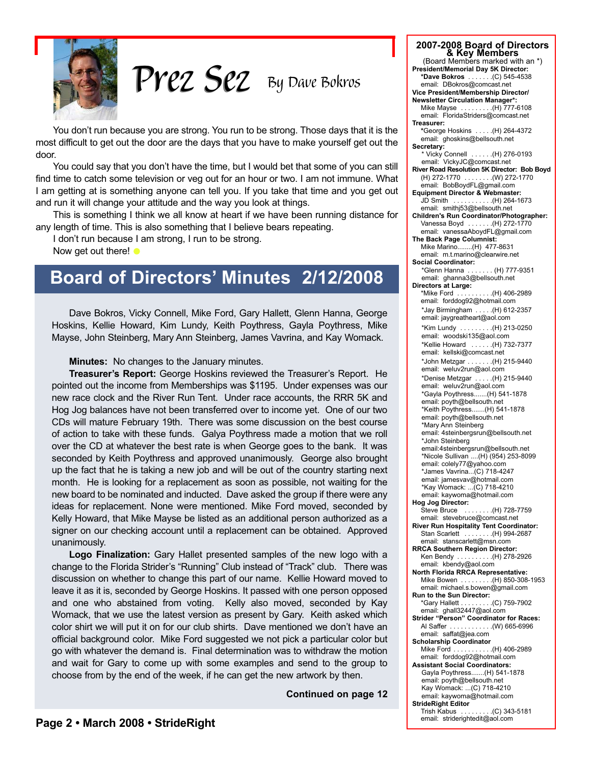# Prez Sez

By Dave Bokros

You don't run because you are strong. You run to be strong. Those days that it is the most difficult to get out the door are the days that you have to make yourself get out the door.

You could say that you don't have the time, but I would bet that some of you can still find time to catch some television or veg out for an hour or two. I am not immune. What I am getting at is something anyone can tell you. If you take that time and you get out and run it will change your attitude and the way you look at things.

This is something I think we all know at heart if we have been running distance for any length of time. This is also something that I believe bears repeating.

I don't run because I am strong, I run to be strong.

Now get out there!

## Board of Directors' Minutes 2/12/2008

Dave Bokros, Vicky Connell, Mike Ford, Gary Hallett, Glenn Hanna, George Hoskins, Kellie Howard, Kim Lundy, Keith Poythress, Gayla Poythress, Mike Mayse, John Steinberg, Mary Ann Steinberg, James Vavrina, and Kay Womack.

**Minutes:** No changes to the January minutes.

**Treasurer's Report:** George Hoskins reviewed the Treasurer's Report. He pointed out the income from Memberships was $1195. Under expenses was our new race clock and the River Run Tent. Under race accounts, the RRR 5K and Hog Jog balances have not been transferred over to income yet. One of our two CDs will mature February 19th. There was some discussion on the best course of action to take with these funds. Galya Poythress made a motion that we roll over the CD at whatever the best rate is when George goes to the bank. It was seconded by Keith Poythress and approved unanimously. George also brought up the fact that he is taking a new job and will be out of the country starting next month. He is looking for a replacement as soon as possible, not waiting for the new board to be nominated and inducted. Dave asked the group if there were any ideas for replacement. None were mentioned. Mike Ford moved, seconded by Kelly Howard, that Mike Mayse be listed as an additional person authorized as a signer on our checking account until a replacement can be obtained. Approved unanimously.

**Logo Finalization:** Gary Hallet presented samples of the new logo with a change to the Florida Strider's "Running" Club instead of "Track" club. There was discussion on whether to change this part of our name. Kellie Howard moved to leave it as it is, seconded by George Hoskins. It passed with one person opposed and one who abstained from voting. Kelly also moved, seconded by Kay Womack, that we use the latest version as present by Gary. Keith asked which color shirt we will put it on for our club shirts. Dave mentioned we don't have an official background color. Mike Ford suggested we not pick a particular color but go with whatever the demand is. Final determination was to withdraw the motion and wait for Gary to come up with some examples and send to the group to choose from by the end of the week, if he can get the new artwork by then.

**Continued on page 12**

### 2007-2008 Board of Directors & Key Members

(Board Members marked with an *)

**President/Memorial Day 5K Director:**
*Dave Bokros . . . . . .(C) 545-4538
email: DBokros@comcast.net

**Vice President/Membership Director/ Newsletter Circulation Manager*:**
Mike Mayse . . . . . . . . .(H) 777-6108
email: FloridaStriders@comcast.net

**Treasurer:**
*George Hoskins . . . . .(H) 264-4372
email: ghoskins@bellsouth.net

**Secretary:**
* Vicky Connell . . . . . .(H) 276-0193
email: VickyJC@comcast.net

**River Road Resolution 5K Director: Bob Boyd**
(H) 272-1770 . . . . . . .(W) 272-1770
email: BobBoydFL@gmail.com

**Equipment Director & Webmaster:**
JD Smith . . . . . . . . . . .(H) 264-1673
email: smithj53@bellsouth.net

**Children's Run Coordinator/Photographer:**
Vanessa Boyd . . . . . . .(H) 272-1770
email: vanessaAboydFL@gmail.com

**The Back Page Columnist:**
Mike Marino........(H) 477-8631
email: m.t.marino@clearwire.net

**Social Coordinator:**
*Glenn Hanna . . . . . . . (H) 777-9351
email: ghanna3@bellsouth.net

**Directors at Large:**
*Mike Ford . . . . . . . . . .(H) 406-2989
email: forddog92@hotmail.com
*Jay Birmingham . . . . .(H) 612-2357
email: jaygreatheart@aol.com
*Kim Lundy . . . . . . . . .(H) 213-0250
email: woodski135@aol.com
*Kellie Howard . . . . . .(H) 732-7377
email: kellski@comcast.net
*John Metzgar . . . . . . .(H) 215-9440
email: weluv2run@aol.com
*Denise Metzgar . . . . .(H) 215-9440
email: weluv2run@aol.com
*Gayla Poythress.......(H) 541-1878
email: poyth@bellsouth.net
*Keith Poythress.......(H) 541-1878
email: poyth@bellsouth.net
*Mary Ann Steinberg
email: 4steinbergsrun@bellsouth.net
*John Steinberg
email:4steinbergsrun@bellsouth.net
*Nicole Sullivan ....(H) (954) 253-8099
email: colely77@yahoo.com
*James Vavrina...(C) 718-4247
email: jamesvav@hotmail.com
*Kay Womack: ...(C) 718-4210
email: kaywoma@hotmail.com

**Hog Jog Director:**
Steve Bruce . . . . . . . .(H) 728-7759
email: stevebruce@comcast.net

**River Run Hospitality Tent Coordinator:**
Stan Scarlett . . . . . . . .(H) 994-2687
email: stanscarlett@msn.com

**RRCA Southern Region Director:**
Ken Bendy . . . . . . . . . .(H) 278-2926
email: kbendy@aol.com

**North Florida RRCA Representative:**
Mike Bowen . . . . . . . . .(H) 850-308-1953
email: michael.s.bowen@gmail.com

**Run to the Sun Director:**
*Gary Hallett . . . . . . . . .(C) 759-7902
email: ghall32447@aol.com

**Strider "Person" Coordinator for Races:**
Al Saffer . . . . . . . . . . . .(W) 665-6996
email: saffat@jea.com

**Scholarship Coordinator**
Mike Ford . . . . . . . . . . .(H) 406-2989
email: forddog92@hotmail.com

**Assistant Social Coordinators:**
Gayla Poythress.......(H) 541-1878
email: poyth@bellsouth.net
Kay Womack: ...(C) 718-4210
email: kaywoma@hotmail.com

**StrideRight Editor**
Trish Kabus . . . . . . . . .(C) 343-5181
email: striderightedit@aol.com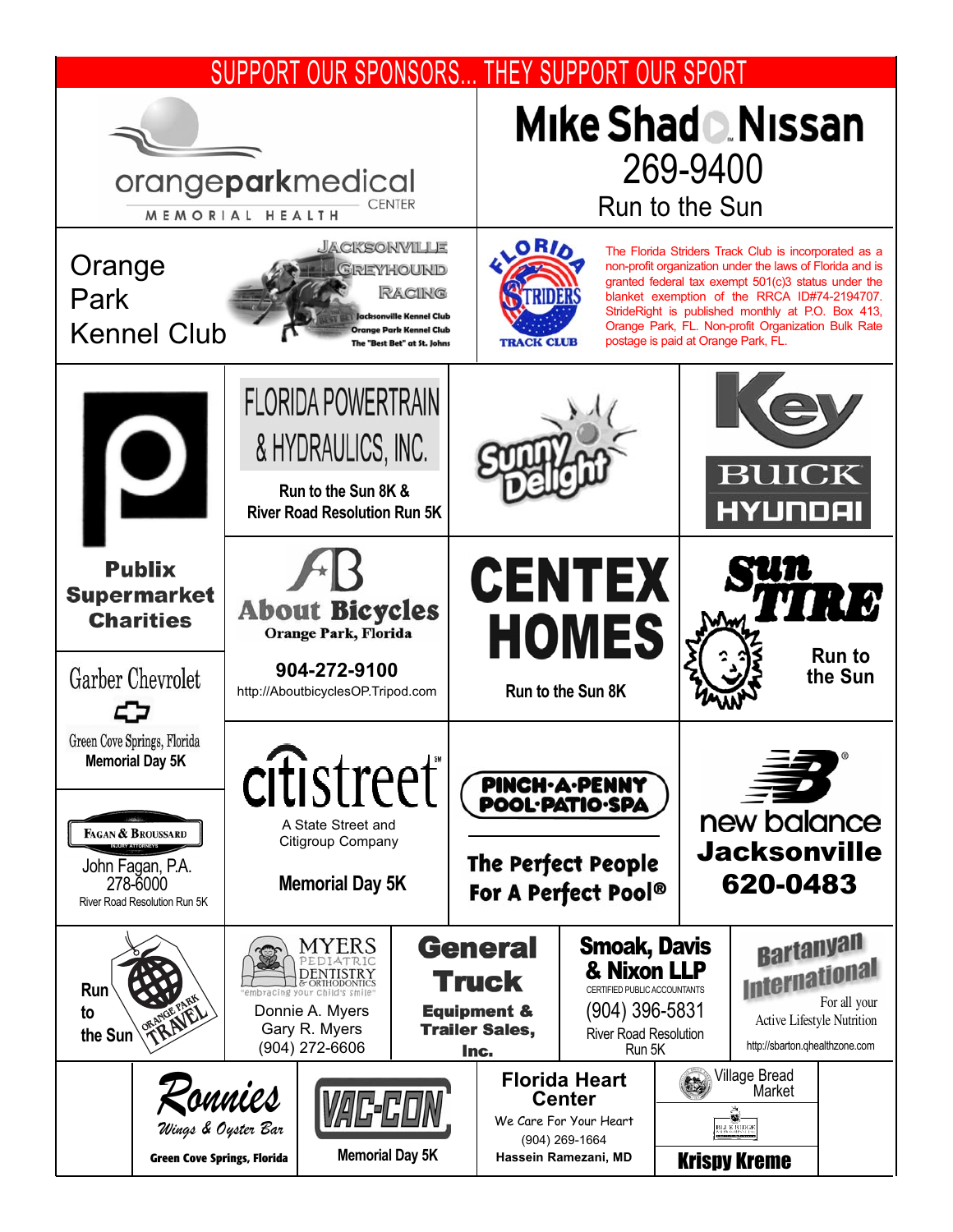# SUPPORT OUR SPONSORS... THEY SUPPORT OUR SPORT

orangeparkmedical CENTER
MEMORIAL HEALTH

**Mike Shad Nissan**
269-9400
Run to the Sun

Orange Park Kennel Club

Jacksonville Greyhound Racing
Jacksonville Kennel Club
Orange Park Kennel Club
The "Best Bet" at St. Johns

Florida Striders Track Club

The Florida Striders Track Club is incorporated as a non-profit organization under the laws of Florida and is granted federal tax exempt 501(c)3 status under the blanket exemption of the RRCA ID#74-2194707. StrideRight is published monthly at P.O. Box 413, Orange Park, FL. Non-profit Organization Bulk Rate postage is paid at Orange Park, FL.

**Publix Supermarket Charities**

FLORIDA POWERTRAIN & HYDRAULICS, INC.
**Run to the Sun 8K & River Road Resolution Run 5K**

Sunny Delight

Key BUICK HYUNDAI

**About Bicycles**
Orange Park, Florida
**904-272-9100**
http://AboutbicyclesOP.Tripod.com

**CENTEX HOMES**
Run to the Sun 8K

Sun TIRE
Run to the Sun

Garber Chevrolet
Green Cove Springs, Florida
**Memorial Day 5K**

Fagan & Broussard
Injury Attorneys
John Fagan, P.A.
278-6000
River Road Resolution Run 5K

citistreet
A State Street and Citigroup Company
**Memorial Day 5K**

PINCH-A-PENNY POOL·PATIO·SPA
The Perfect People For A Perfect Pool®

new balance
**Jacksonville**
**620-0483**

Run to the Sun
Orange Park Travel

MYERS PEDIATRIC DENTISTRY & ORTHODONTICS
"embracing your child's smile"
Donnie A. Myers
Gary R. Myers
(904) 272-6606

**General Truck Equipment & Trailer Sales, Inc.**

**Smoak, Davis & Nixon LLP**
CERTIFIED PUBLIC ACCOUNTANTS
(904) 396-5831
River Road Resolution Run 5K

Bartanyan International
For all your Active Lifestyle Nutrition
http://sbarton.qhealthzone.com

Ronnies
Wings & Oyster Bar
**Green Cove Springs, Florida**

VAC-CON
Memorial Day 5K

**Florida Heart Center**
We Care For Your Heart
(904) 269-1664
Hassein Ramezani, MD

Village Bread Market

Krispy Kreme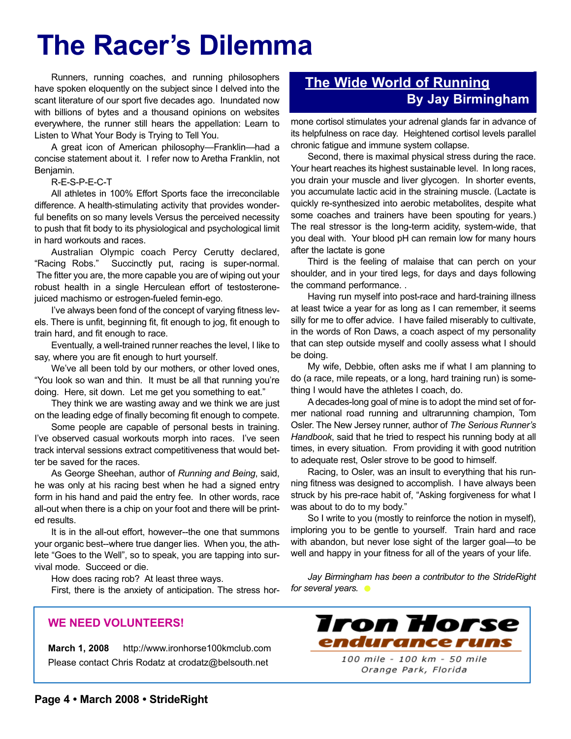# The Racer's Dilemma

## The Wide World of Running
**By Jay Birmingham**

Runners, running coaches, and running philosophers have spoken eloquently on the subject since I delved into the scant literature of our sport five decades ago. Inundated now with billions of bytes and a thousand opinions on websites everywhere, the runner still hears the appellation: Learn to Listen to What Your Body is Trying to Tell You.

A great icon of American philosophy—Franklin—had a concise statement about it. I refer now to Aretha Franklin, not Benjamin.

R-E-S-P-E-C-T

All athletes in 100% Effort Sports face the irreconcilable difference. A health-stimulating activity that provides wonderful benefits on so many levels Versus the perceived necessity to push that fit body to its physiological and psychological limit in hard workouts and races.

Australian Olympic coach Percy Cerutty declared, "Racing Robs." Succinctly put, racing is super-normal. The fitter you are, the more capable you are of wiping out your robust health in a single Herculean effort of testosterone-juiced machismo or estrogen-fueled femin-ego.

I've always been fond of the concept of varying fitness levels. There is unfit, beginning fit, fit enough to jog, fit enough to train hard, and fit enough to race.

Eventually, a well-trained runner reaches the level, I like to say, where you are fit enough to hurt yourself.

We've all been told by our mothers, or other loved ones, "You look so wan and thin. It must be all that running you're doing. Here, sit down. Let me get you something to eat."

They think we are wasting away and we think we are just on the leading edge of finally becoming fit enough to compete.

Some people are capable of personal bests in training. I've observed casual workouts morph into races. I've seen track interval sessions extract competitiveness that would better be saved for the races.

As George Sheehan, author of *Running and Being*, said, he was only at his racing best when he had a signed entry form in his hand and paid the entry fee. In other words, race all-out when there is a chip on your foot and there will be printed results.

It is in the all-out effort, however--the one that summons your organic best--where true danger lies. When you, the athlete "Goes to the Well", so to speak, you are tapping into survival mode. Succeed or die.

How does racing rob? At least three ways.

First, there is the anxiety of anticipation. The stress hormone cortisol stimulates your adrenal glands far in advance of its helpfulness on race day. Heightened cortisol levels parallel chronic fatigue and immune system collapse.

Second, there is maximal physical stress during the race. Your heart reaches its highest sustainable level. In long races, you drain your muscle and liver glycogen. In shorter events, you accumulate lactic acid in the straining muscle. (Lactate is quickly re-synthesized into aerobic metabolites, despite what some coaches and trainers have been spouting for years.) The real stressor is the long-term acidity, system-wide, that you deal with. Your blood pH can remain low for many hours after the lactate is gone

Third is the feeling of malaise that can perch on your shoulder, and in your tired legs, for days and days following the command performance. .

Having run myself into post-race and hard-training illness at least twice a year for as long as I can remember, it seems silly for me to offer advice. I have failed miserably to cultivate, in the words of Ron Daws, a coach aspect of my personality that can step outside myself and coolly assess what I should be doing.

My wife, Debbie, often asks me if what I am planning to do (a race, mile repeats, or a long, hard training run) is something I would have the athletes I coach, do.

A decades-long goal of mine is to adopt the mind set of former national road running and ultrarunning champion, Tom Osler. The New Jersey runner, author of *The Serious Runner's Handbook*, said that he tried to respect his running body at all times, in every situation. From providing it with good nutrition to adequate rest, Osler strove to be good to himself.

Racing, to Osler, was an insult to everything that his running fitness was designed to accomplish. I have always been struck by his pre-race habit of, "Asking forgiveness for what I was about to do to my body."

So I write to you (mostly to reinforce the notion in myself), imploring you to be gentle to yourself. Train hard and race with abandon, but never lose sight of the larger goal—to be well and happy in your fitness for all of the years of your life.

*Jay Birmingham has been a contributor to the StrideRight for several years.*

---

**WE NEED VOLUNTEERS!**

**March 1, 2008** http://www.ironhorse100kmclub.com
Please contact Chris Rodatz at crodatz@belsouth.net

**Iron Horse endurance runs**
100 mile - 100 km - 50 mile
Orange Park, Florida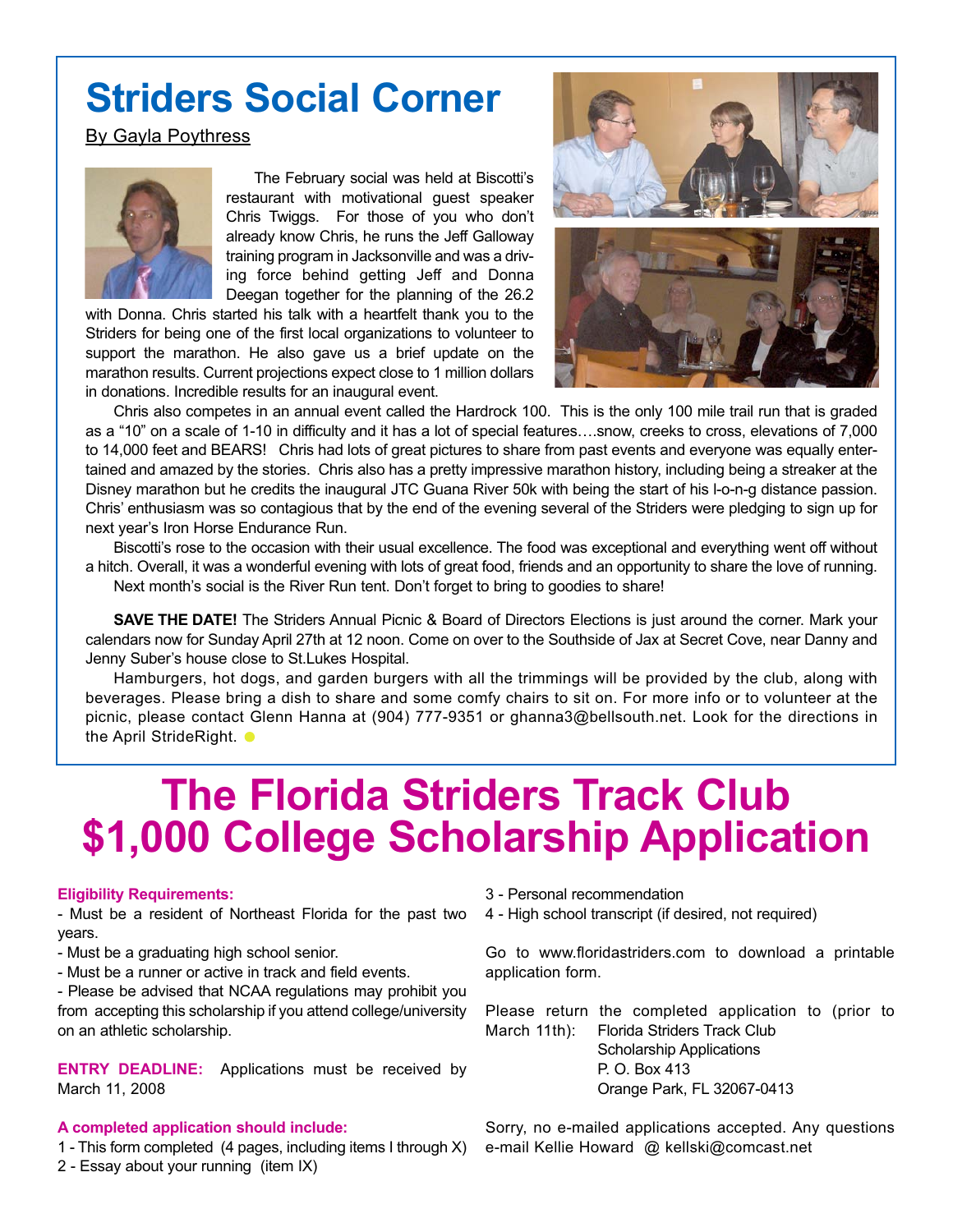# Striders Social Corner

By Gayla Poythress

The February social was held at Biscotti's restaurant with motivational guest speaker Chris Twiggs. For those of you who don't already know Chris, he runs the Jeff Galloway training program in Jacksonville and was a driving force behind getting Jeff and Donna Deegan together for the planning of the 26.2 with Donna. Chris started his talk with a heartfelt thank you to the Striders for being one of the first local organizations to volunteer to support the marathon. He also gave us a brief update on the marathon results. Current projections expect close to 1 million dollars in donations. Incredible results for an inaugural event.

Chris also competes in an annual event called the Hardrock 100. This is the only 100 mile trail run that is graded as a "10" on a scale of 1-10 in difficulty and it has a lot of special features….snow, creeks to cross, elevations of 7,000 to 14,000 feet and BEARS! Chris had lots of great pictures to share from past events and everyone was equally entertained and amazed by the stories. Chris also has a pretty impressive marathon history, including being a streaker at the Disney marathon but he credits the inaugural JTC Guana River 50k with being the start of his l-o-n-g distance passion. Chris' enthusiasm was so contagious that by the end of the evening several of the Striders were pledging to sign up for next year's Iron Horse Endurance Run.

Biscotti's rose to the occasion with their usual excellence. The food was exceptional and everything went off without a hitch. Overall, it was a wonderful evening with lots of great food, friends and an opportunity to share the love of running.

Next month's social is the River Run tent. Don't forget to bring to goodies to share!

**SAVE THE DATE!** The Striders Annual Picnic & Board of Directors Elections is just around the corner. Mark your calendars now for Sunday April 27th at 12 noon. Come on over to the Southside of Jax at Secret Cove, near Danny and Jenny Suber's house close to St.Lukes Hospital.

Hamburgers, hot dogs, and garden burgers with all the trimmings will be provided by the club, along with beverages. Please bring a dish to share and some comfy chairs to sit on. For more info or to volunteer at the picnic, please contact Glenn Hanna at (904) 777-9351 or ghanna3@bellsouth.net. Look for the directions in the April StrideRight.

# The Florida Striders Track Club $1,000 College Scholarship Application

**Eligibility Requirements:**

- Must be a resident of Northeast Florida for the past two years.
- Must be a graduating high school senior.
- Must be a runner or active in track and field events.
- Please be advised that NCAA regulations may prohibit you from accepting this scholarship if you attend college/university on an athletic scholarship.

**ENTRY DEADLINE:** Applications must be received by March 11, 2008

**A completed application should include:**

1 - This form completed (4 pages, including items I through X)
2 - Essay about your running (item IX)
3 - Personal recommendation
4 - High school transcript (if desired, not required)

Go to www.floridastriders.com to download a printable application form.

Please return the completed application to (prior to March 11th):

Florida Striders Track Club
Scholarship Applications
P. O. Box 413
Orange Park, FL 32067-0413

Sorry, no e-mailed applications accepted. Any questions e-mail Kellie Howard @ kellski@comcast.net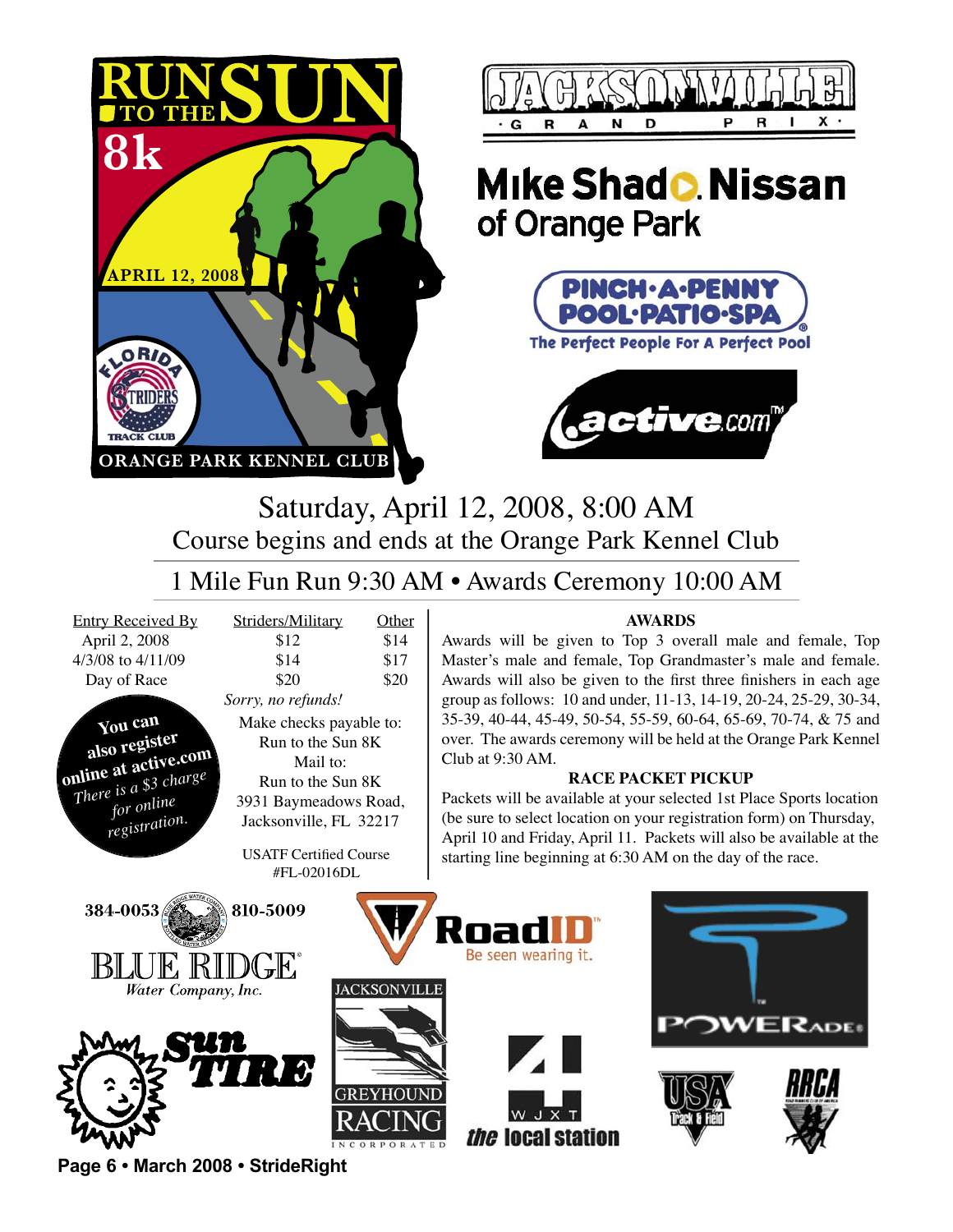# RUN TO THE SUN 8k

APRIL 12, 2008

FLORIDA STRIDERS TRACK CLUB

ORANGE PARK KENNEL CLUB

JACKSONVILLE GRAND PRIX

Mike Shad Nissan of Orange Park

PINCH·A·PENNY POOL·PATIO·SPA — The Perfect People For A Perfect Pool

active.com

## Saturday, April 12, 2008, 8:00 AM

### Course begins and ends at the Orange Park Kennel Club

### 1 Mile Fun Run 9:30 AM • Awards Ceremony 10:00 AM

| Entry Received By | Striders/Military | Other |
|---|---|---|
| April 2, 2008 | $12 | $14 |
| 4/3/08 to 4/11/09 | $14 | $17 |
| Day of Race | $20 | $20 |

*Sorry, no refunds!*

Make checks payable to:
Run to the Sun 8K
Mail to:
Run to the Sun 8K
3931 Baymeadows Road,
Jacksonville, FL 32217

USATF Certified Course
#FL-02016DL

**You can also register online at active.com**
*There is a $3 charge for online registration.*

**AWARDS**

Awards will be given to Top 3 overall male and female, Top Master's male and female, Top Grandmaster's male and female. Awards will also be given to the first three finishers in each age group as follows: 10 and under, 11-13, 14-19, 20-24, 25-29, 30-34, 35-39, 40-44, 45-49, 50-54, 55-59, 60-64, 65-69, 70-74, & 75 and over. The awards ceremony will be held at the Orange Park Kennel Club at 9:30 AM.

**RACE PACKET PICKUP**

Packets will be available at your selected 1st Place Sports location (be sure to select location on your registration form) on Thursday, April 10 and Friday, April 11. Packets will also be available at the starting line beginning at 6:30 AM on the day of the race.

384-0053 BLUE RIDGE Water Company, Inc. 810-5009

RoadID — Be seen wearing it.

POWERADE

Sun Tire

Jacksonville Greyhound Racing Incorporated

WJXT 4 the local station

USA Track & Field

RRCA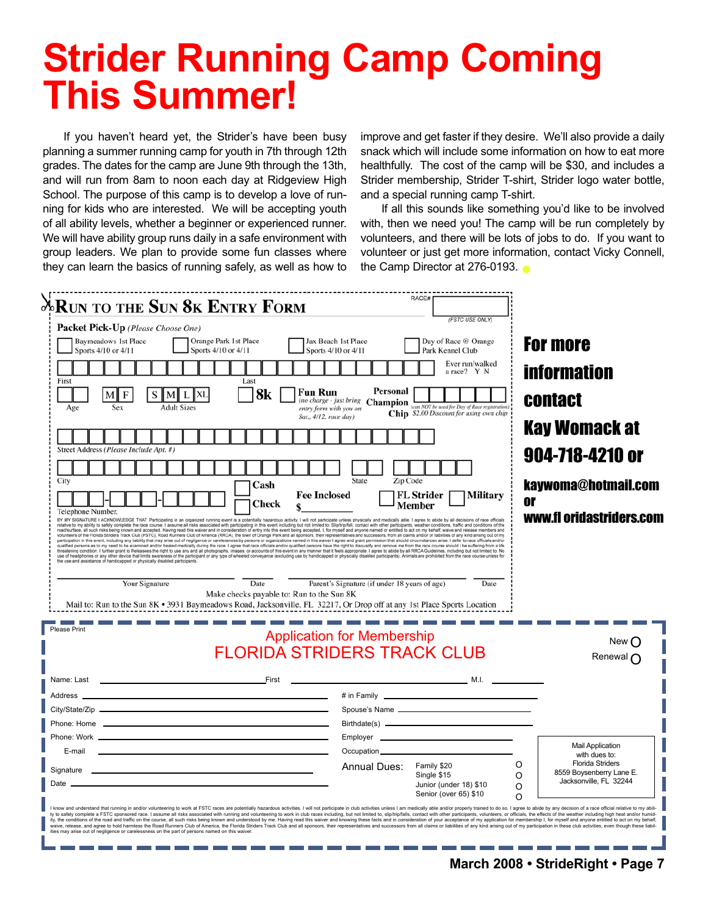# Strider Running Camp Coming This Summer!

If you haven't heard yet, the Strider's have been busy planning a summer running camp for youth in 7th through 12th grades. The dates for the camp are June 9th through the 13th, and will run from 8am to noon each day at Ridgeview High School. The purpose of this camp is to develop a love of running for kids who are interested. We will be accepting youth of all ability levels, whether a beginner or experienced runner. We will have ability group runs daily in a safe environment with group leaders. We plan to provide some fun classes where they can learn the basics of running safely, as well as how to improve and get faster if they desire. We'll also provide a daily snack which will include some information on how to eat more healthfully. The cost of the camp will be $30, and includes a Strider membership, Strider T-shirt, Strider logo water bottle, and a special running camp T-shirt.

If all this sounds like something you'd like to be involved with, then we need you! The camp will be run completely by volunteers, and there will be lots of jobs to do. If you want to volunteer or just get more information, contact Vicky Connell, the Camp Director at 276-0193.

## Run to the Sun 8k Entry Form

RACE# ______ (FSTC USE ONLY)

**Packet Pick-Up** *(Please Choose One)*

- ☐ Baymeadows 1st Place Sports 4/10 or 4/11
- ☐ Orange Park 1st Place Sports 4/10 or 4/11
- ☐ Jax Beach 1st Place Sports 4/10 or 4/11
- ☐ Day of Race @ Orange Park Kennel Club

First ______ Last ______ Ever run/walked a race? Y N

Age ______ Sex: M F  Adult Sizes: S M L XL

☐ **8k** ☐ **Fun Run** *(no charge - just bring entry form with you on Sat., 4/12, race day)*

**Personal Champion Chip** ______ *(can NOT be used for Day of Race registration)* *$2.00 Discount for using own chip*

Street Address *(Please Include Apt. #)* ______

City ______ State ______ Zip Code ______

Telephone Number ______

☐ Cash ☐ Check  **Fee Inclosed** $______  ☐ **FL Strider Member** ☐ **Military**

BY MY SIGNATURE I ACKNOWLEDGE THAT: Participating in an organized running event is a potentially hazardous activity. I will not participate unless physically and medically able. I agree to abide by all decisions of race officials relative to my ability to safely complete the race course. I assume all risks associated with participating in this event including but not limited to: Slip/trip/fall, contact with other participants, weather conditions, traffic and conditions of the road/surface, all such risks being known and accepted. Having read this waiver and in consideration of entry into this event being accepted, I, for myself and anyone named or entitled to act on my behalf, wave and release members and volunteers of the Florida Striders Track Club (FSTC), Road Runners Club of America (RRCA), the town of Orange Park and all sponsors, their representatives and successors, from all claims and/or liabilities of any kind arising out of my participation in this event, including any liability that may arise out of negligence or carelessness by persons or organizations named in this waiver I agree and grant permission that should circumstances arise, I defer to race officials and/or qualified persons as to my need to be examined and/or treated medically during the race. I agree that race officials and/or qualified persons have the right to disqualify and remove me from the race course should I be suffering from a life threatening condition. I further grant to Releasees the right to use any and all photographs, images, or accounts of this event in any manner that it feels appropriate. I agree to abide by all RRCA Guidelines, including but not limited to: No use of headphones or any other device that limits awareness of the participant or any type of wheeled conveyance (excluding use by handicapped or physically disabled participants). Animals are prohibited from the race course unless for the use and assistance of handicapped or physically disabled participants.

Your Signature ______ Date ______ Parent's Signature (if under 18 years of age) ______ Date ______

Make checks payable to: Run to the Sun 8K

Mail to: Run to the Sun 8K • 3931 Baymeadows Road, Jacksonville, FL 32217, Or Drop off at any 1st Place Sports Location

**For more information contact Kay Womack at 904-718-4210 or kaywoma@hotmail.com or www.floridastriders.com**

## Application for Membership FLORIDA STRIDERS TRACK CLUB

Please Print

New ○ Renewal ○

Name: Last ______ First ______ M.I. ______

Address ______ # in Family ______

City/State/Zip ______ Spouse's Name ______

Phone: Home ______ Birthdate(s) ______

Phone: Work ______ Employer ______

E-mail ______ Occupation ______

Signature ______

Date ______

Annual Dues:
- Family $20 ○
- Single $15 ○
- Junior (under 18) $10 ○
- Senior (over 65) $10 ○

Mail Application with dues to:
Florida Striders
8559 Boysenberry Lane E.
Jacksonville, FL 32244

I know and understand that running in and/or volunteering to work at FSTC races are potentially hazardous activities. I will not participate in club activities unless I am medically able and/or properly trained to do so. I agree to abide by any decision of a race official relative to my ability to safely complete a FSTC sponsored race. I assume all risks associated with running and volunteering to work in club races including, but not limited to, slip/trip/falls, contact with other participants, volunteers, or officials, the effects of the weather including high heat and/or humidity, the conditions of the road and traffic on the course, all such risks being known and understood by me. Having read this waiver and knowing these facts and in consideration of your acceptance of my application for membership I, for myself and anyone entitled to act on my behalf, waive, release, and agree to hold harmless the Road Runners Club of America, the Florida Striders Track Club and all sponsors, their representatives and successors from all claims or liabilities of any kind arising out of my participation in these club activities, even though these liabilities may arise out of negligence or carelessness on the part of persons named on this waiver.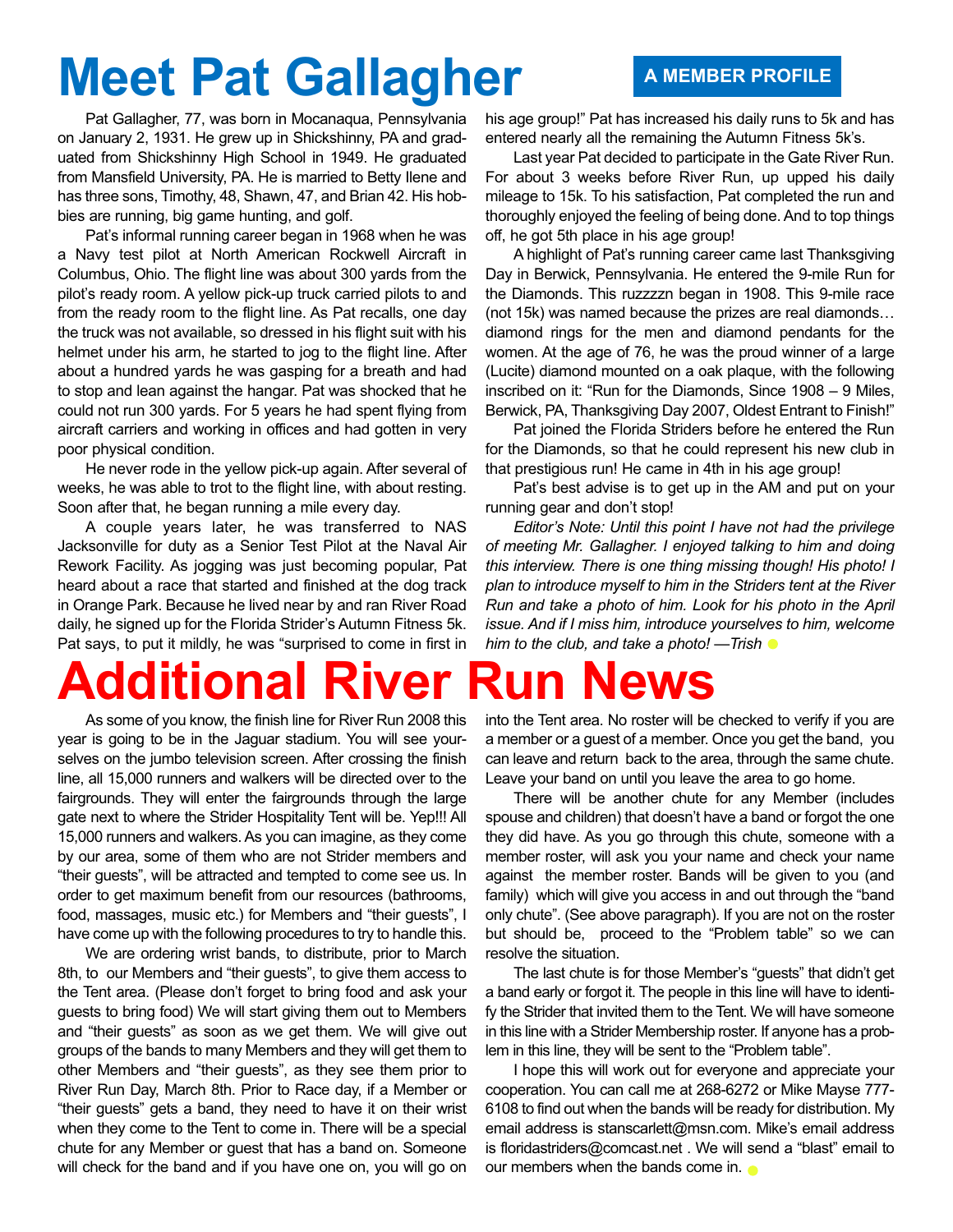# Meet Pat Gallagher

**A MEMBER PROFILE**

Pat Gallagher, 77, was born in Mocanaqua, Pennsylvania on January 2, 1931. He grew up in Shickshinny, PA and graduated from Shickshinny High School in 1949. He graduated from Mansfield University, PA. He is married to Betty Ilene and has three sons, Timothy, 48, Shawn, 47, and Brian 42. His hobbies are running, big game hunting, and golf.

Pat's informal running career began in 1968 when he was a Navy test pilot at North American Rockwell Aircraft in Columbus, Ohio. The flight line was about 300 yards from the pilot's ready room. A yellow pick-up truck carried pilots to and from the ready room to the flight line. As Pat recalls, one day the truck was not available, so dressed in his flight suit with his helmet under his arm, he started to jog to the flight line. After about a hundred yards he was gasping for a breath and had to stop and lean against the hangar. Pat was shocked that he could not run 300 yards. For 5 years he had spent flying from aircraft carriers and working in offices and had gotten in very poor physical condition.

He never rode in the yellow pick-up again. After several of weeks, he was able to trot to the flight line, with about resting. Soon after that, he began running a mile every day.

A couple years later, he was transferred to NAS Jacksonville for duty as a Senior Test Pilot at the Naval Air Rework Facility. As jogging was just becoming popular, Pat heard about a race that started and finished at the dog track in Orange Park. Because he lived near by and ran River Road daily, he signed up for the Florida Strider's Autumn Fitness 5k. Pat says, to put it mildly, he was "surprised to come in first in his age group!" Pat has increased his daily runs to 5k and has entered nearly all the remaining the Autumn Fitness 5k's.

Last year Pat decided to participate in the Gate River Run. For about 3 weeks before River Run, up upped his daily mileage to 15k. To his satisfaction, Pat completed the run and thoroughly enjoyed the feeling of being done. And to top things off, he got 5th place in his age group!

A highlight of Pat's running career came last Thanksgiving Day in Berwick, Pennsylvania. He entered the 9-mile Run for the Diamonds. This ruzzzzn began in 1908. This 9-mile race (not 15k) was named because the prizes are real diamonds… diamond rings for the men and diamond pendants for the women. At the age of 76, he was the proud winner of a large (Lucite) diamond mounted on a oak plaque, with the following inscribed on it: "Run for the Diamonds, Since 1908 – 9 Miles, Berwick, PA, Thanksgiving Day 2007, Oldest Entrant to Finish!"

Pat joined the Florida Striders before he entered the Run for the Diamonds, so that he could represent his new club in that prestigious run! He came in 4th in his age group!

Pat's best advise is to get up in the AM and put on your running gear and don't stop!

*Editor's Note: Until this point I have not had the privilege of meeting Mr. Gallagher. I enjoyed talking to him and doing this interview. There is one thing missing though! His photo! I plan to introduce myself to him in the Striders tent at the River Run and take a photo of him. Look for his photo in the April issue. And if I miss him, introduce yourselves to him, welcome him to the club, and take a photo! —Trish*

# Additional River Run News

As some of you know, the finish line for River Run 2008 this year is going to be in the Jaguar stadium. You will see yourselves on the jumbo television screen. After crossing the finish line, all 15,000 runners and walkers will be directed over to the fairgrounds. They will enter the fairgrounds through the large gate next to where the Strider Hospitality Tent will be. Yep!!! All 15,000 runners and walkers. As you can imagine, as they come by our area, some of them who are not Strider members and "their guests", will be attracted and tempted to come see us. In order to get maximum benefit from our resources (bathrooms, food, massages, music etc.) for Members and "their guests", I have come up with the following procedures to try to handle this.

We are ordering wrist bands, to distribute, prior to March 8th, to our Members and "their guests", to give them access to the Tent area. (Please don't forget to bring food and ask your guests to bring food) We will start giving them out to Members and "their guests" as soon as we get them. We will give out groups of the bands to many Members and they will get them to other Members and "their guests", as they see them prior to River Run Day, March 8th. Prior to Race day, if a Member or "their guests" gets a band, they need to have it on their wrist when they come to the Tent to come in. There will be a special chute for any Member or guest that has a band on. Someone will check for the band and if you have one on, you will go on into the Tent area. No roster will be checked to verify if you are a member or a guest of a member. Once you get the band, you can leave and return back to the area, through the same chute. Leave your band on until you leave the area to go home.

There will be another chute for any Member (includes spouse and children) that doesn't have a band or forgot the one they did have. As you go through this chute, someone with a member roster, will ask you your name and check your name against the member roster. Bands will be given to you (and family) which will give you access in and out through the "band only chute". (See above paragraph). If you are not on the roster but should be, proceed to the "Problem table" so we can resolve the situation.

The last chute is for those Member's "guests" that didn't get a band early or forgot it. The people in this line will have to identify the Strider that invited them to the Tent. We will have someone in this line with a Strider Membership roster. If anyone has a problem in this line, they will be sent to the "Problem table".

I hope this will work out for everyone and appreciate your cooperation. You can call me at 268-6272 or Mike Mayse 777-6108 to find out when the bands will be ready for distribution. My email address is stanscarlett@msn.com. Mike's email address is floridastriders@comcast.net . We will send a "blast" email to our members when the bands come in.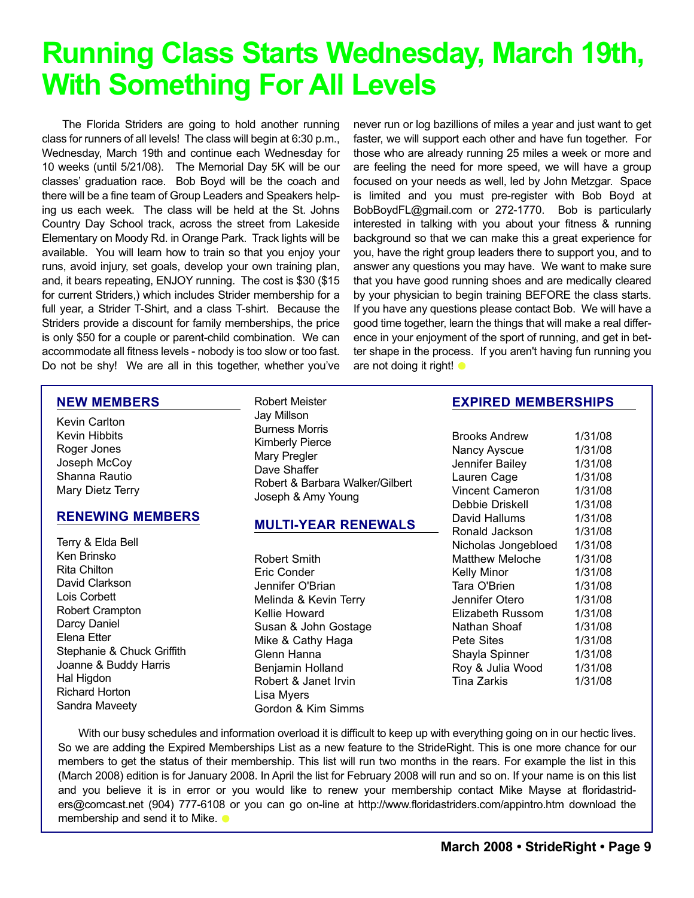# Running Class Starts Wednesday, March 19th, With Something For All Levels

The Florida Striders are going to hold another running class for runners of all levels! The class will begin at 6:30 p.m., Wednesday, March 19th and continue each Wednesday for 10 weeks (until 5/21/08). The Memorial Day 5K will be our classes' graduation race. Bob Boyd will be the coach and there will be a fine team of Group Leaders and Speakers helping us each week. The class will be held at the St. Johns Country Day School track, across the street from Lakeside Elementary on Moody Rd. in Orange Park. Track lights will be available. You will learn how to train so that you enjoy your runs, avoid injury, set goals, develop your own training plan, and, it bears repeating, ENJOY running. The cost is $30 ($15 for current Striders,) which includes Strider membership for a full year, a Strider T-Shirt, and a class T-shirt. Because the Striders provide a discount for family memberships, the price is only $50 for a couple or parent-child combination. We can accommodate all fitness levels - nobody is too slow or too fast. Do not be shy! We are all in this together, whether you've never run or log bazillions of miles a year and just want to get faster, we will support each other and have fun together. For those who are already running 25 miles a week or more and are feeling the need for more speed, we will have a group focused on your needs as well, led by John Metzgar. Space is limited and you must pre-register with Bob Boyd at BobBoydFL@gmail.com or 272-1770. Bob is particularly interested in talking with you about your fitness & running background so that we can make this a great experience for you, have the right group leaders there to support you, and to answer any questions you may have. We want to make sure that you have good running shoes and are medically cleared by your physician to begin training BEFORE the class starts. If you have any questions please contact Bob. We will have a good time together, learn the things that will make a real difference in your enjoyment of the sport of running, and get in better shape in the process. If you aren't having fun running you are not doing it right!

## NEW MEMBERS

Kevin Carlton
Kevin Hibbits
Roger Jones
Joseph McCoy
Shanna Rautio
Mary Dietz Terry

## RENEWING MEMBERS

Terry & Elda Bell
Ken Brinsko
Rita Chilton
David Clarkson
Lois Corbett
Robert Crampton
Darcy Daniel
Elena Etter
Stephanie & Chuck Griffith
Joanne & Buddy Harris
Hal Higdon
Richard Horton
Sandra Maveety
Robert Meister
Jay Millson
Burness Morris
Kimberly Pierce
Mary Pregler
Dave Shaffer
Robert & Barbara Walker/Gilbert
Joseph & Amy Young

## MULTI-YEAR RENEWALS

Robert Smith
Eric Conder
Jennifer O'Brian
Melinda & Kevin Terry
Kellie Howard
Susan & John Gostage
Mike & Cathy Haga
Glenn Hanna
Benjamin Holland
Robert & Janet Irvin
Lisa Myers
Gordon & Kim Simms

## EXPIRED MEMBERSHIPS

| | |
|---|---|
| Brooks Andrew | 1/31/08 |
| Nancy Ayscue | 1/31/08 |
| Jennifer Bailey | 1/31/08 |
| Lauren Cage | 1/31/08 |
| Vincent Cameron | 1/31/08 |
| Debbie Driskell | 1/31/08 |
| David Hallums | 1/31/08 |
| Ronald Jackson | 1/31/08 |
| Nicholas Jongebloed | 1/31/08 |
| Matthew Meloche | 1/31/08 |
| Kelly Minor | 1/31/08 |
| Tara O'Brien | 1/31/08 |
| Jennifer Otero | 1/31/08 |
| Elizabeth Russom | 1/31/08 |
| Nathan Shoaf | 1/31/08 |
| Pete Sites | 1/31/08 |
| Shayla Spinner | 1/31/08 |
| Roy & Julia Wood | 1/31/08 |
| Tina Zarkis | 1/31/08 |

With our busy schedules and information overload it is difficult to keep up with everything going on in our hectic lives. So we are adding the Expired Memberships List as a new feature to the StrideRight. This is one more chance for our members to get the status of their membership. This list will run two months in the rears. For example the list in this (March 2008) edition is for January 2008. In April the list for February 2008 will run and so on. If your name is on this list and you believe it is in error or you would like to renew your membership contact Mike Mayse at floridastriders@comcast.net (904) 777-6108 or you can go on-line at http://www.floridastriders.com/appintro.htm download the membership and send it to Mike.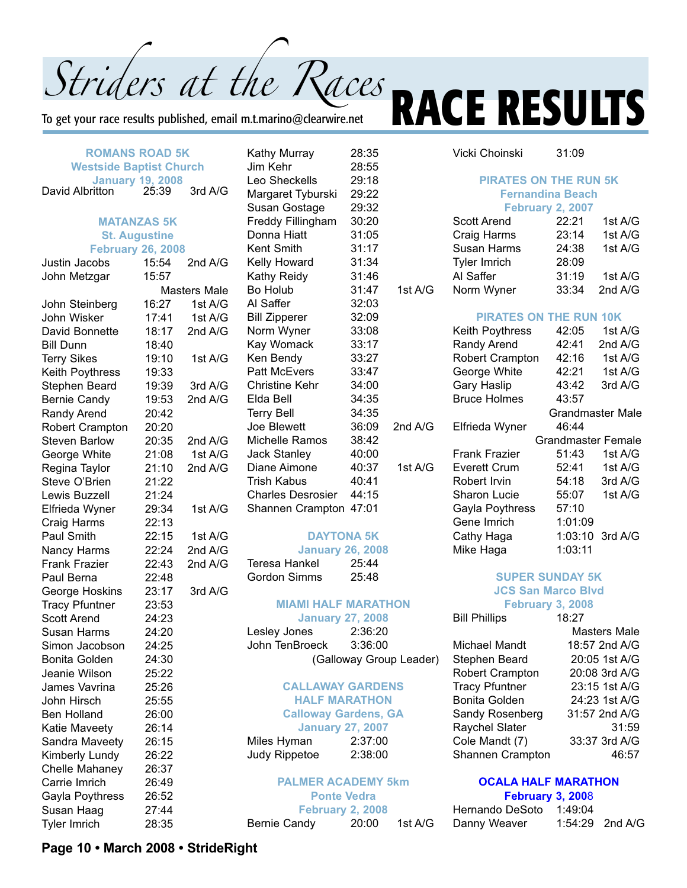# Striders at the Races

To get your race results published, email m.t.marino@clearwire.net

# RACE RESULTS

### ROMANS ROAD 5K
**Westside Baptist Church**
**January 19, 2008**

| | | |
|---|---|---|
| David Albritton | 25:39 | 3rd A/G |

### MATANZAS 5K
**St. Augustine**
**February 26, 2008**

| | | |
|---|---|---|
| Justin Jacobs | 15:54 | 2nd A/G |
| John Metzgar | 15:57 | Masters Male |
| John Steinberg | 16:27 | 1st A/G |
| John Wisker | 17:41 | 1st A/G |
| David Bonnette | 18:17 | 2nd A/G |
| Bill Dunn | 18:40 | |
| Terry Sikes | 19:10 | 1st A/G |
| Keith Poythress | 19:33 | |
| Stephen Beard | 19:39 | 3rd A/G |
| Bernie Candy | 19:53 | 2nd A/G |
| Randy Arend | 20:42 | |
| Robert Crampton | 20:20 | |
| Steven Barlow | 20:35 | 2nd A/G |
| George White | 21:08 | 1st A/G |
| Regina Taylor | 21:10 | 2nd A/G |
| Steve O'Brien | 21:22 | |
| Lewis Buzzell | 21:24 | |
| Elfrieda Wyner | 29:34 | 1st A/G |
| Craig Harms | 22:13 | |
| Paul Smith | 22:15 | 1st A/G |
| Nancy Harms | 22:24 | 2nd A/G |
| Frank Frazier | 22:43 | 2nd A/G |
| Paul Berna | 22:48 | |
| George Hoskins | 23:17 | 3rd A/G |
| Tracy Pfuntner | 23:53 | |
| Scott Arend | 24:23 | |
| Susan Harms | 24:20 | |
| Simon Jacobson | 24:25 | |
| Bonita Golden | 24:30 | |
| Jeanie Wilson | 25:22 | |
| James Vavrina | 25:26 | |
| John Hirsch | 25:55 | |
| Ben Holland | 26:00 | |
| Katie Maveety | 26:14 | |
| Sandra Maveety | 26:15 | |
| Kimberly Lundy | 26:22 | |
| Chelle Mahaney | 26:37 | |
| Carrie Imrich | 26:49 | |
| Gayla Poythress | 26:52 | |
| Susan Haag | 27:44 | |
| Tyler Imrich | 28:35 | |
| Kathy Murray | 28:35 | |
| Jim Kehr | 28:55 | |
| Leo Sheckells | 29:18 | |
| Margaret Tyburski | 29:22 | |
| Susan Gostage | 29:32 | |
| Freddy Fillingham | 30:20 | |
| Donna Hiatt | 31:05 | |
| Kent Smith | 31:17 | |
| Kelly Howard | 31:34 | |
| Kathy Reidy | 31:46 | |
| Bo Holub | 31:47 | 1st A/G |
| Al Saffer | 32:03 | |
| Bill Zipperer | 32:09 | |
| Norm Wyner | 33:08 | |
| Kay Womack | 33:17 | |
| Ken Bendy | 33:27 | |
| Patt McEvers | 33:47 | |
| Christine Kehr | 34:00 | |
| Elda Bell | 34:35 | |
| Terry Bell | 34:35 | |
| Joe Blewett | 36:09 | 2nd A/G |
| Michelle Ramos | 38:42 | |
| Jack Stanley | 40:00 | |
| Diane Aimone | 40:37 | 1st A/G |
| Trish Kabus | 40:41 | |
| Charles Desrosier | 44:15 | |
| Shannen Crampton | 47:01 | |

### DAYTONA 5K
**January 26, 2008**

| | |
|---|---|
| Teresa Hankel | 25:44 |
| Gordon Simms | 25:48 |

### MIAMI HALF MARATHON
**January 27, 2008**

| | | |
|---|---|---|
| Lesley Jones | 2:36:20 | |
| John TenBroeck | 3:36:00 | (Galloway Group Leader) |

### CALLAWAY GARDENS HALF MARATHON
**Calloway Gardens, GA**
**January 27, 2007**

| | |
|---|---|
| Miles Hyman | 2:37:00 |
| Judy Rippetoe | 2:38:00 |

### PALMER ACADEMY 5km
**Ponte Vedra**
**February 2, 2008**

| | | |
|---|---|---|
| Bernie Candy | 20:00 | 1st A/G |
| Vicki Choinski | 31:09 | |

### PIRATES ON THE RUN 5K
**Fernandina Beach**
**February 2, 2007**

| | | |
|---|---|---|
| Scott Arend | 22:21 | 1st A/G |
| Craig Harms | 23:14 | 1st A/G |
| Susan Harms | 24:38 | 1st A/G |
| Tyler Imrich | 28:09 | |
| Al Saffer | 31:19 | 1st A/G |
| Norm Wyner | 33:34 | 2nd A/G |

### PIRATES ON THE RUN 10K

| | | |
|---|---|---|
| Keith Poythress | 42:05 | 1st A/G |
| Randy Arend | 42:41 | 2nd A/G |
| Robert Crampton | 42:16 | 1st A/G |
| George White | 42:21 | 1st A/G |
| Gary Haslip | 43:42 | 3rd A/G |
| Bruce Holmes | 43:57 | Grandmaster Male |
| Elfrieda Wyner | 46:44 | Grandmaster Female |
| Frank Frazier | 51:43 | 1st A/G |
| Everett Crum | 52:41 | 1st A/G |
| Robert Irvin | 54:18 | 3rd A/G |
| Sharon Lucie | 55:07 | 1st A/G |
| Gayla Poythress | 57:10 | |
| Gene Imrich | 1:01:09 | |
| Cathy Haga | 1:03:10 | 3rd A/G |
| Mike Haga | 1:03:11 | |

### SUPER SUNDAY 5K
**JCS San Marco Blvd**
**February 3, 2008**

| | | |
|---|---|---|
| Bill Phillips | 18:27 | Masters Male |
| Michael Mandt | 18:57 | 2nd A/G |
| Stephen Beard | 20:05 | 1st A/G |
| Robert Crampton | 20:08 | 3rd A/G |
| Tracy Pfuntner | 23:15 | 1st A/G |
| Bonita Golden | 24:23 | 1st A/G |
| Sandy Rosenberg | 31:57 | 2nd A/G |
| Raychel Slater | 31:59 | |
| Cole Mandt (7) | 33:37 | 3rd A/G |
| Shannen Crampton | 46:57 | |

### OCALA HALF MARATHON
**February 3, 2008**

| | | |
|---|---|---|
| Hernando DeSoto | 1:49:04 | |
| Danny Weaver | 1:54:29 | 2nd A/G |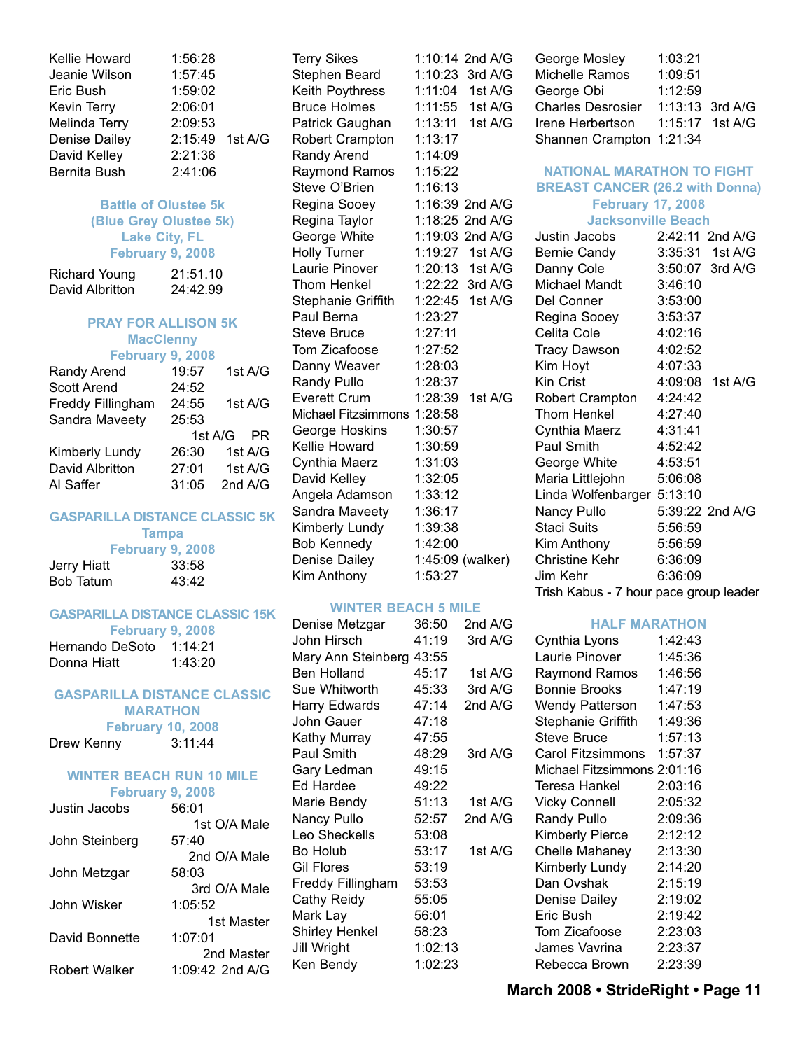| | | |
|---|---|---|
| Kellie Howard | 1:56:28 | |
| Jeanie Wilson | 1:57:45 | |
| Eric Bush | 1:59:02 | |
| Kevin Terry | 2:06:01 | |
| Melinda Terry | 2:09:53 | |
| Denise Dailey | 2:15:49 | 1st A/G |
| David Kelley | 2:21:36 | |
| Bernita Bush | 2:41:06 | |

### Battle of Olustee 5k (Blue Grey Olustee 5k)
### Lake City, FL
### February 9, 2008

| | |
|---|---|
| Richard Young | 21:51.10 |
| David Albritton | 24:42.99 |

### PRAY FOR ALLISON 5K
### MacClenny
### February 9, 2008

| | | |
|---|---|---|
| Randy Arend | 19:57 | 1st A/G |
| Scott Arend | 24:52 | |
| Freddy Fillingham | 24:55 | 1st A/G |
| Sandra Maveety | 25:53 | 1st A/G PR |
| Kimberly Lundy | 26:30 | 1st A/G |
| David Albritton | 27:01 | 1st A/G |
| Al Saffer | 31:05 | 2nd A/G |

### GASPARILLA DISTANCE CLASSIC 5K
### Tampa
### February 9, 2008

| | |
|---|---|
| Jerry Hiatt | 33:58 |
| Bob Tatum | 43:42 |

### GASPARILLA DISTANCE CLASSIC 15K
### February 9, 2008

| | |
|---|---|
| Hernando DeSoto | 1:14:21 |
| Donna Hiatt | 1:43:20 |

### GASPARILLA DISTANCE CLASSIC MARATHON
### February 10, 2008

| | |
|---|---|
| Drew Kenny | 3:11:44 |

### WINTER BEACH RUN 10 MILE
### February 9, 2008

| | | |
|---|---|---|
| Justin Jacobs | 56:01 | 1st O/A Male |
| John Steinberg | 57:40 | 2nd O/A Male |
| John Metzgar | 58:03 | 3rd O/A Male |
| John Wisker | 1:05:52 | 1st Master |
| David Bonnette | 1:07:01 | 2nd Master |
| Robert Walker | 1:09:42 | 2nd A/G |
| Terry Sikes | 1:10:14 | 2nd A/G |
| Stephen Beard | 1:10:23 | 3rd A/G |
| Keith Poythress | 1:11:04 | 1st A/G |
| Bruce Holmes | 1:11:55 | 1st A/G |
| Patrick Gaughan | 1:13:11 | 1st A/G |
| Robert Crampton | 1:13:17 | |
| Randy Arend | 1:14:09 | |
| Raymond Ramos | 1:15:22 | |
| Steve O'Brien | 1:16:13 | |
| Regina Sooey | 1:16:39 | 2nd A/G |
| Regina Taylor | 1:18:25 | 2nd A/G |
| George White | 1:19:03 | 2nd A/G |
| Holly Turner | 1:19:27 | 1st A/G |
| Laurie Pinover | 1:20:13 | 1st A/G |
| Thom Henkel | 1:22:22 | 3rd A/G |
| Stephanie Griffith | 1:22:45 | 1st A/G |
| Paul Berna | 1:23:27 | |
| Steve Bruce | 1:27:11 | |
| Tom Zicafoose | 1:27:52 | |
| Danny Weaver | 1:28:03 | |
| Randy Pullo | 1:28:37 | |
| Everett Crum | 1:28:39 | 1st A/G |
| Michael Fitzsimmons | 1:28:58 | |
| George Hoskins | 1:30:57 | |
| Kellie Howard | 1:30:59 | |
| Cynthia Maerz | 1:31:03 | |
| David Kelley | 1:32:05 | |
| Angela Adamson | 1:33:12 | |
| Sandra Maveety | 1:36:17 | |
| Kimberly Lundy | 1:39:38 | |
| Bob Kennedy | 1:42:00 | |
| Denise Dailey | 1:45:09 | (walker) |
| Kim Anthony | 1:53:27 | |

### WINTER BEACH 5 MILE

| | | |
|---|---|---|
| Denise Metzgar | 36:50 | 2nd A/G |
| John Hirsch | 41:19 | 3rd A/G |
| Mary Ann Steinberg | 43:55 | |
| Ben Holland | 45:17 | 1st A/G |
| Sue Whitworth | 45:33 | 3rd A/G |
| Harry Edwards | 47:14 | 2nd A/G |
| John Gauer | 47:18 | |
| Kathy Murray | 47:55 | |
| Paul Smith | 48:29 | 3rd A/G |
| Gary Ledman | 49:15 | |
| Ed Hardee | 49:22 | |
| Marie Bendy | 51:13 | 1st A/G |
| Nancy Pullo | 52:57 | 2nd A/G |
| Leo Sheckells | 53:08 | |
| Bo Holub | 53:17 | 1st A/G |
| Gil Flores | 53:19 | |
| Freddy Fillingham | 53:53 | |
| Cathy Reidy | 55:05 | |
| Mark Lay | 56:01 | |
| Shirley Henkel | 58:23 | |
| Jill Wright | 1:02:13 | |
| Ken Bendy | 1:02:23 | |
| George Mosley | 1:03:21 | |
| Michelle Ramos | 1:09:51 | |
| George Obi | 1:12:59 | |
| Charles Desrosier | 1:13:13 | 3rd A/G |
| Irene Herbertson | 1:15:17 | 1st A/G |
| Shannen Crampton | 1:21:34 | |

### NATIONAL MARATHON TO FIGHT BREAST CANCER (26.2 with Donna)
### February 17, 2008
### Jacksonville Beach

| | | |
|---|---|---|
| Justin Jacobs | 2:42:11 | 2nd A/G |
| Bernie Candy | 3:35:31 | 1st A/G |
| Danny Cole | 3:50:07 | 3rd A/G |
| Michael Mandt | 3:46:10 | |
| Del Conner | 3:53:00 | |
| Regina Sooey | 3:53:37 | |
| Celita Cole | 4:02:16 | |
| Tracy Dawson | 4:02:52 | |
| Kim Hoyt | 4:07:33 | |
| Kin Crist | 4:09:08 | 1st A/G |
| Robert Crampton | 4:24:42 | |
| Thom Henkel | 4:27:40 | |
| Cynthia Maerz | 4:31:41 | |
| Paul Smith | 4:52:42 | |
| George White | 4:53:51 | |
| Maria Littlejohn | 5:06:08 | |
| Linda Wolfenbarger | 5:13:10 | |
| Nancy Pullo | 5:39:22 | 2nd A/G |
| Staci Suits | 5:56:59 | |
| Kim Anthony | 5:56:59 | |
| Christine Kehr | 6:36:09 | |
| Jim Kehr | 6:36:09 | |

Trish Kabus - 7 hour pace group leader

### HALF MARATHON

| | |
|---|---|
| Cynthia Lyons | 1:42:43 |
| Laurie Pinover | 1:45:36 |
| Raymond Ramos | 1:46:56 |
| Bonnie Brooks | 1:47:19 |
| Wendy Patterson | 1:47:53 |
| Stephanie Griffith | 1:49:36 |
| Steve Bruce | 1:57:13 |
| Carol Fitzsimmons | 1:57:37 |
| Michael Fitzsimmons | 2:01:16 |
| Teresa Hankel | 2:03:16 |
| Vicky Connell | 2:05:32 |
| Randy Pullo | 2:09:36 |
| Kimberly Pierce | 2:12:12 |
| Chelle Mahaney | 2:13:30 |
| Kimberly Lundy | 2:14:20 |
| Dan Ovshak | 2:15:19 |
| Denise Dailey | 2:19:02 |
| Eric Bush | 2:19:42 |
| Tom Zicafoose | 2:23:03 |
| James Vavrina | 2:23:37 |
| Rebecca Brown | 2:23:39 |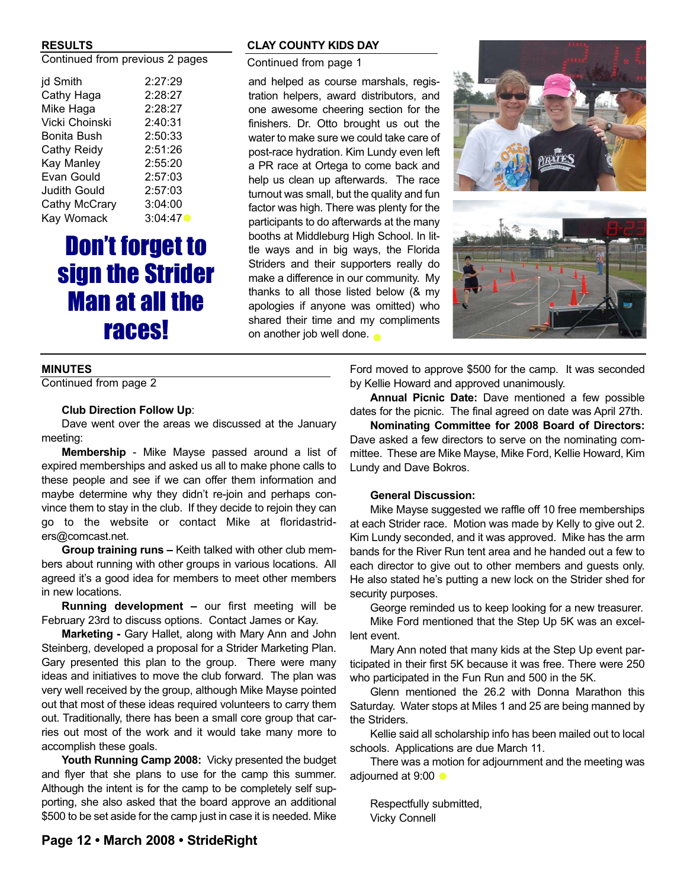## RESULTS

Continued from previous 2 pages

| | |
|---|---|
| jd Smith | 2:27:29 |
| Cathy Haga | 2:28:27 |
| Mike Haga | 2:28:27 |
| Vicki Choinski | 2:40:31 |
| Bonita Bush | 2:50:33 |
| Cathy Reidy | 2:51:26 |
| Kay Manley | 2:55:20 |
| Evan Gould | 2:57:03 |
| Judith Gould | 2:57:03 |
| Cathy McCrary | 3:04:00 |
| Kay Womack | 3:04:47 |

# Don't forget to sign the Strider Man at all the races!

## CLAY COUNTY KIDS DAY

Continued from page 1

and helped as course marshals, registration helpers, award distributors, and one awesome cheering section for the finishers. Dr. Otto brought us out the water to make sure we could take care of post-race hydration. Kim Lundy even left a PR race at Ortega to come back and help us clean up afterwards. The race turnout was small, but the quality and fun factor was high. There was plenty for the participants to do afterwards at the many booths at Middleburg High School. In little ways and in big ways, the Florida Striders and their supporters really do make a difference in our community. My thanks to all those listed below (& my apologies if anyone was omitted) who shared their time and my compliments on another job well done.

## MINUTES

Continued from page 2

**Club Direction Follow Up**:

Dave went over the areas we discussed at the January meeting:

**Membership** - Mike Mayse passed around a list of expired memberships and asked us all to make phone calls to these people and see if we can offer them information and maybe determine why they didn't re-join and perhaps convince them to stay in the club. If they decide to rejoin they can go to the website or contact Mike at floridastriders@comcast.net.

**Group training runs –** Keith talked with other club members about running with other groups in various locations. All agreed it's a good idea for members to meet other members in new locations.

**Running development –** our first meeting will be February 23rd to discuss options. Contact James or Kay.

**Marketing -** Gary Hallet, along with Mary Ann and John Steinberg, developed a proposal for a Strider Marketing Plan. Gary presented this plan to the group. There were many ideas and initiatives to move the club forward. The plan was very well received by the group, although Mike Mayse pointed out that most of these ideas required volunteers to carry them out. Traditionally, there has been a small core group that carries out most of the work and it would take many more to accomplish these goals.

**Youth Running Camp 2008:** Vicky presented the budget and flyer that she plans to use for the camp this summer. Although the intent is for the camp to be completely self supporting, she also asked that the board approve an additional $500 to be set aside for the camp just in case it is needed. Mike Ford moved to approve $500 for the camp. It was seconded by Kellie Howard and approved unanimously.

**Annual Picnic Date:** Dave mentioned a few possible dates for the picnic. The final agreed on date was April 27th.

**Nominating Committee for 2008 Board of Directors:** Dave asked a few directors to serve on the nominating committee. These are Mike Mayse, Mike Ford, Kellie Howard, Kim Lundy and Dave Bokros.

**General Discussion:**

Mike Mayse suggested we raffle off 10 free memberships at each Strider race. Motion was made by Kelly to give out 2. Kim Lundy seconded, and it was approved. Mike has the arm bands for the River Run tent area and he handed out a few to each director to give out to other members and guests only. He also stated he's putting a new lock on the Strider shed for security purposes.

George reminded us to keep looking for a new treasurer.

Mike Ford mentioned that the Step Up 5K was an excellent event.

Mary Ann noted that many kids at the Step Up event participated in their first 5K because it was free. There were 250 who participated in the Fun Run and 500 in the 5K.

Glenn mentioned the 26.2 with Donna Marathon this Saturday. Water stops at Miles 1 and 25 are being manned by the Striders.

Kellie said all scholarship info has been mailed out to local schools. Applications are due March 11.

There was a motion for adjournment and the meeting was adjourned at 9:00

Respectfully submitted,
Vicky Connell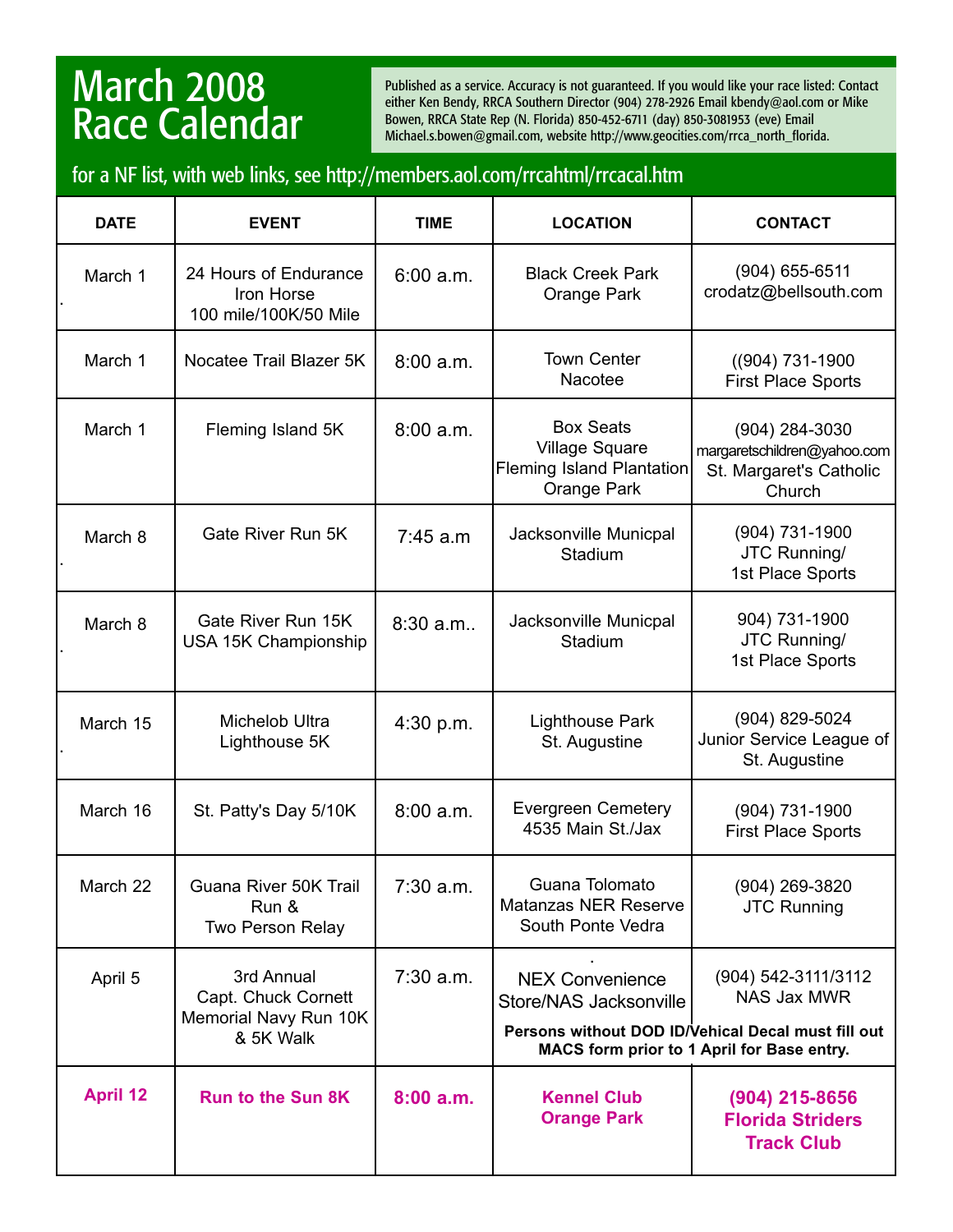# March 2008 Race Calendar

Published as a service. Accuracy is not guaranteed. If you would like your race listed: Contact either Ken Bendy, RRCA Southern Director (904) 278-2926 Email kbendy@aol.com or Mike Bowen, RRCA State Rep (N. Florida) 850-452-6711 (day) 850-3081953 (eve) Email Michael.s.bowen@gmail.com, website http://www.geocities.com/rrca_north_florida.

for a NF list, with web links, see http://members.aol.com/rrcahtml/rrcacal.htm

| DATE | EVENT | TIME | LOCATION | CONTACT |
|---|---|---|---|---|
| March 1 | 24 Hours of Endurance Iron Horse 100 mile/100K/50 Mile | 6:00 a.m. | Black Creek Park Orange Park | (904) 655-6511 crodatz@bellsouth.com |
| March 1 | Nocatee Trail Blazer 5K | 8:00 a.m. | Town Center Nacotee | ((904) 731-1900 First Place Sports |
| March 1 | Fleming Island 5K | 8:00 a.m. | Box Seats Village Square Fleming Island Plantation Orange Park | (904) 284-3030 margaretschildren@yahoo.com St. Margaret's Catholic Church |
| March 8 | Gate River Run 5K | 7:45 a.m | Jacksonville Municpal Stadium | (904) 731-1900 JTC Running/ 1st Place Sports |
| March 8 | Gate River Run 15K USA 15K Championship | 8:30 a.m.. | Jacksonville Municpal Stadium | 904) 731-1900 JTC Running/ 1st Place Sports |
| March 15 | Michelob Ultra Lighthouse 5K | 4:30 p.m. | Lighthouse Park St. Augustine | (904) 829-5024 Junior Service League of St. Augustine |
| March 16 | St. Patty's Day 5/10K | 8:00 a.m. | Evergreen Cemetery 4535 Main St./Jax | (904) 731-1900 First Place Sports |
| March 22 | Guana River 50K Trail Run & Two Person Relay | 7:30 a.m. | Guana Tolomato Matanzas NER Reserve South Ponte Vedra | (904) 269-3820 JTC Running |
| April 5 | 3rd Annual Capt. Chuck Cornett Memorial Navy Run 10K & 5K Walk | 7:30 a.m. | NEX Convenience Store/NAS Jacksonville **Persons without DOD ID/Vehical Decal must fill out MACS form prior to 1 April for Base entry.** | (904) 542-3111/3112 NAS Jax MWR |
| **April 12** | **Run to the Sun 8K** | **8:00 a.m.** | **Kennel Club Orange Park** | **(904) 215-8656 Florida Striders Track Club** |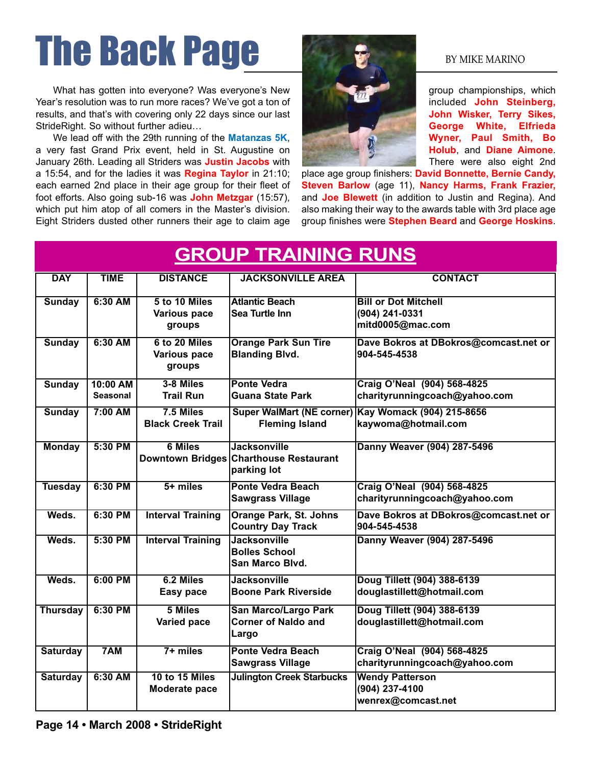# The Back Page

BY MIKE MARINO

What has gotten into everyone? Was everyone's New Year's resolution was to run more races? We've got a ton of results, and that's with covering only 22 days since our last StrideRight. So without further adieu…

We lead off with the 29th running of the **Matanzas 5K**, a very fast Grand Prix event, held in St. Augustine on January 26th. Leading all Striders was **Justin Jacobs** with a 15:54, and for the ladies it was **Regina Taylor** in 21:10; each earned 2nd place in their age group for their fleet of foot efforts. Also going sub-16 was **John Metzgar** (15:57), which put him atop of all comers in the Master's division. Eight Striders dusted other runners their age to claim age group championships, which included **John Steinberg, John Wisker, Terry Sikes, George White, Elfrieda Wyner, Paul Smith, Bo Holub**, and **Diane Aimone**. There were also eight 2nd place age group finishers: **David Bonnette, Bernie Candy, Steven Barlow** (age 11), **Nancy Harms, Frank Frazier,** and **Joe Blewett** (in addition to Justin and Regina). And also making their way to the awards table with 3rd place age group finishes were **Stephen Beard** and **George Hoskins**.

## GROUP TRAINING RUNS

| DAY | TIME | DISTANCE | JACKSONVILLE AREA | CONTACT |
|---|---|---|---|---|
| Sunday | 6:30 AM | 5 to 10 Miles Various pace groups | Atlantic Beach Sea Turtle Inn | Bill or Dot Mitchell (904) 241-0331 mitd0005@mac.com |
| Sunday | 6:30 AM | 6 to 20 Miles Various pace groups | Orange Park Sun Tire Blanding Blvd. | Dave Bokros at DBokros@comcast.net or 904-545-4538 |
| Sunday | 10:00 AM Seasonal | 3-8 Miles Trail Run | Ponte Vedra Guana State Park | Craig O'Neal (904) 568-4825 charityrunningcoach@yahoo.com |
| Sunday | 7:00 AM | 7.5 Miles Black Creek Trail | Super WalMart (NE corner) Fleming Island | Kay Womack (904) 215-8656 kaywoma@hotmail.com |
| Monday | 5:30 PM | 6 Miles Downtown Bridges | Jacksonville Charthouse Restaurant parking lot | Danny Weaver (904) 287-5496 |
| Tuesday | 6:30 PM | 5+ miles | Ponte Vedra Beach Sawgrass Village | Craig O'Neal (904) 568-4825 charityrunningcoach@yahoo.com |
| Weds. | 6:30 PM | Interval Training | Orange Park, St. Johns Country Day Track | Dave Bokros at DBokros@comcast.net or 904-545-4538 |
| Weds. | 5:30 PM | Interval Training | Jacksonville Bolles School San Marco Blvd. | Danny Weaver (904) 287-5496 |
| Weds. | 6:00 PM | 6.2 Miles Easy pace | Jacksonville Boone Park Riverside | Doug Tillett (904) 388-6139 douglastillett@hotmail.com |
| Thursday | 6:30 PM | 5 Miles Varied pace | San Marco/Largo Park Corner of Naldo and Largo | Doug Tillett (904) 388-6139 douglastillett@hotmail.com |
| Saturday | 7AM | 7+ miles | Ponte Vedra Beach Sawgrass Village | Craig O'Neal (904) 568-4825 charityrunningcoach@yahoo.com |
| Saturday | 6:30 AM | 10 to 15 Miles Moderate pace | Julington Creek Starbucks | Wendy Patterson (904) 237-4100 wenrex@comcast.net |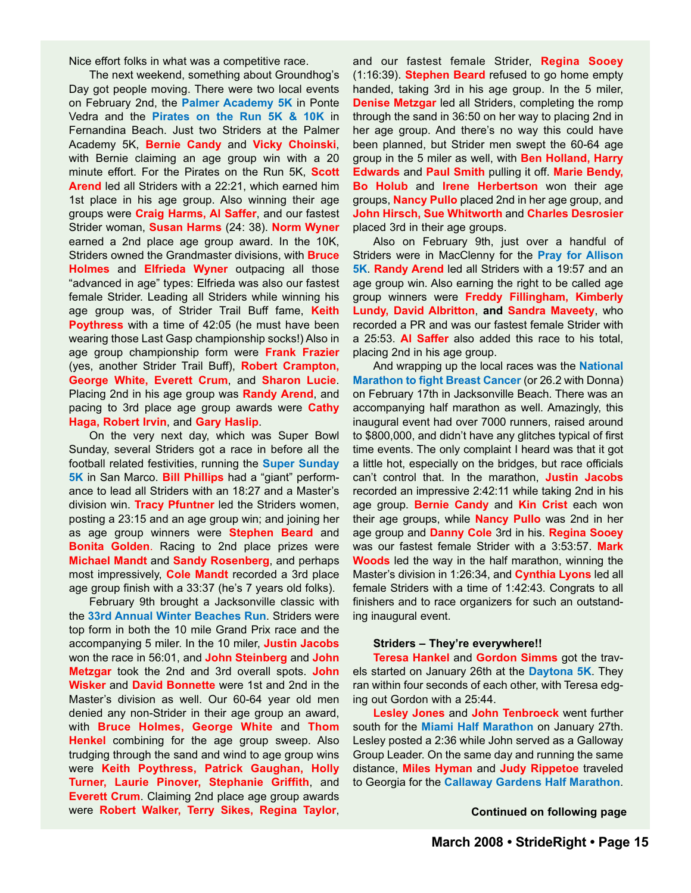Nice effort folks in what was a competitive race.

The next weekend, something about Groundhog's Day got people moving. There were two local events on February 2nd, the **Palmer Academy 5K** in Ponte Vedra and the **Pirates on the Run 5K & 10K** in Fernandina Beach. Just two Striders at the Palmer Academy 5K, **Bernie Candy** and **Vicky Choinski**, with Bernie claiming an age group win with a 20 minute effort. For the Pirates on the Run 5K, **Scott Arend** led all Striders with a 22:21, which earned him 1st place in his age group. Also winning their age groups were **Craig Harms, Al Saffer**, and our fastest Strider woman, **Susan Harms** (24: 38). **Norm Wyner** earned a 2nd place age group award. In the 10K, Striders owned the Grandmaster divisions, with **Bruce Holmes** and **Elfrieda Wyner** outpacing all those "advanced in age" types: Elfrieda was also our fastest female Strider. Leading all Striders while winning his age group was, of Strider Trail Buff fame, **Keith Poythress** with a time of 42:05 (he must have been wearing those Last Gasp championship socks!) Also in age group championship form were **Frank Frazier** (yes, another Strider Trail Buff), **Robert Crampton, George White, Everett Crum**, and **Sharon Lucie**. Placing 2nd in his age group was **Randy Arend**, and pacing to 3rd place age group awards were **Cathy Haga, Robert Irvin**, and **Gary Haslip**.

On the very next day, which was Super Bowl Sunday, several Striders got a race in before all the football related festivities, running the **Super Sunday 5K** in San Marco. **Bill Phillips** had a "giant" performance to lead all Striders with an 18:27 and a Master's division win. **Tracy Pfuntner** led the Striders women, posting a 23:15 and an age group win; and joining her as age group winners were **Stephen Beard** and **Bonita Golden**. Racing to 2nd place prizes were **Michael Mandt** and **Sandy Rosenberg**, and perhaps most impressively, **Cole Mandt** recorded a 3rd place age group finish with a 33:37 (he's 7 years old folks).

February 9th brought a Jacksonville classic with the **33rd Annual Winter Beaches Run**. Striders were top form in both the 10 mile Grand Prix race and the accompanying 5 miler. In the 10 miler, **Justin Jacobs** won the race in 56:01, and **John Steinberg** and **John Metzgar** took the 2nd and 3rd overall spots. **John Wisker** and **David Bonnette** were 1st and 2nd in the Master's division as well. Our 60-64 year old men denied any non-Strider in their age group an award, with **Bruce Holmes, George White** and **Thom Henkel** combining for the age group sweep. Also trudging through the sand and wind to age group wins were **Keith Poythress, Patrick Gaughan, Holly Turner, Laurie Pinover, Stephanie Griffith**, and **Everett Crum**. Claiming 2nd place age group awards were **Robert Walker, Terry Sikes, Regina Taylor**, and our fastest female Strider, **Regina Sooey** (1:16:39). **Stephen Beard** refused to go home empty handed, taking 3rd in his age group. In the 5 miler, **Denise Metzgar** led all Striders, completing the romp through the sand in 36:50 on her way to placing 2nd in her age group. And there's no way this could have been planned, but Strider men swept the 60-64 age group in the 5 miler as well, with **Ben Holland, Harry Edwards** and **Paul Smith** pulling it off. **Marie Bendy, Bo Holub** and **Irene Herbertson** won their age groups, **Nancy Pullo** placed 2nd in her age group, and **John Hirsch, Sue Whitworth** and **Charles Desrosier** placed 3rd in their age groups.

Also on February 9th, just over a handful of Striders were in MacClenny for the **Pray for Allison 5K**. **Randy Arend** led all Striders with a 19:57 and an age group win. Also earning the right to be called age group winners were **Freddy Fillingham, Kimberly Lundy, David Albritton**, **and** **Sandra Maveety**, who recorded a PR and was our fastest female Strider with a 25:53. **Al Saffer** also added this race to his total, placing 2nd in his age group.

And wrapping up the local races was the **National Marathon to fight Breast Cancer** (or 26.2 with Donna) on February 17th in Jacksonville Beach. There was an accompanying half marathon as well. Amazingly, this inaugural event had over 7000 runners, raised around to $800,000, and didn't have any glitches typical of first time events. The only complaint I heard was that it got a little hot, especially on the bridges, but race officials can't control that. In the marathon, **Justin Jacobs** recorded an impressive 2:42:11 while taking 2nd in his age group. **Bernie Candy** and **Kin Crist** each won their age groups, while **Nancy Pullo** was 2nd in her age group and **Danny Cole** 3rd in his. **Regina Sooey** was our fastest female Strider with a 3:53:57. **Mark Woods** led the way in the half marathon, winning the Master's division in 1:26:34, and **Cynthia Lyons** led all female Striders with a time of 1:42:43. Congrats to all finishers and to race organizers for such an outstanding inaugural event.

**Striders – They're everywhere!!**

**Teresa Hankel** and **Gordon Simms** got the travels started on January 26th at the **Daytona 5K**. They ran within four seconds of each other, with Teresa edging out Gordon with a 25:44.

**Lesley Jones** and **John Tenbroeck** went further south for the **Miami Half Marathon** on January 27th. Lesley posted a 2:36 while John served as a Galloway Group Leader. On the same day and running the same distance, **Miles Hyman** and **Judy Rippetoe** traveled to Georgia for the **Callaway Gardens Half Marathon**.

**Continued on following page**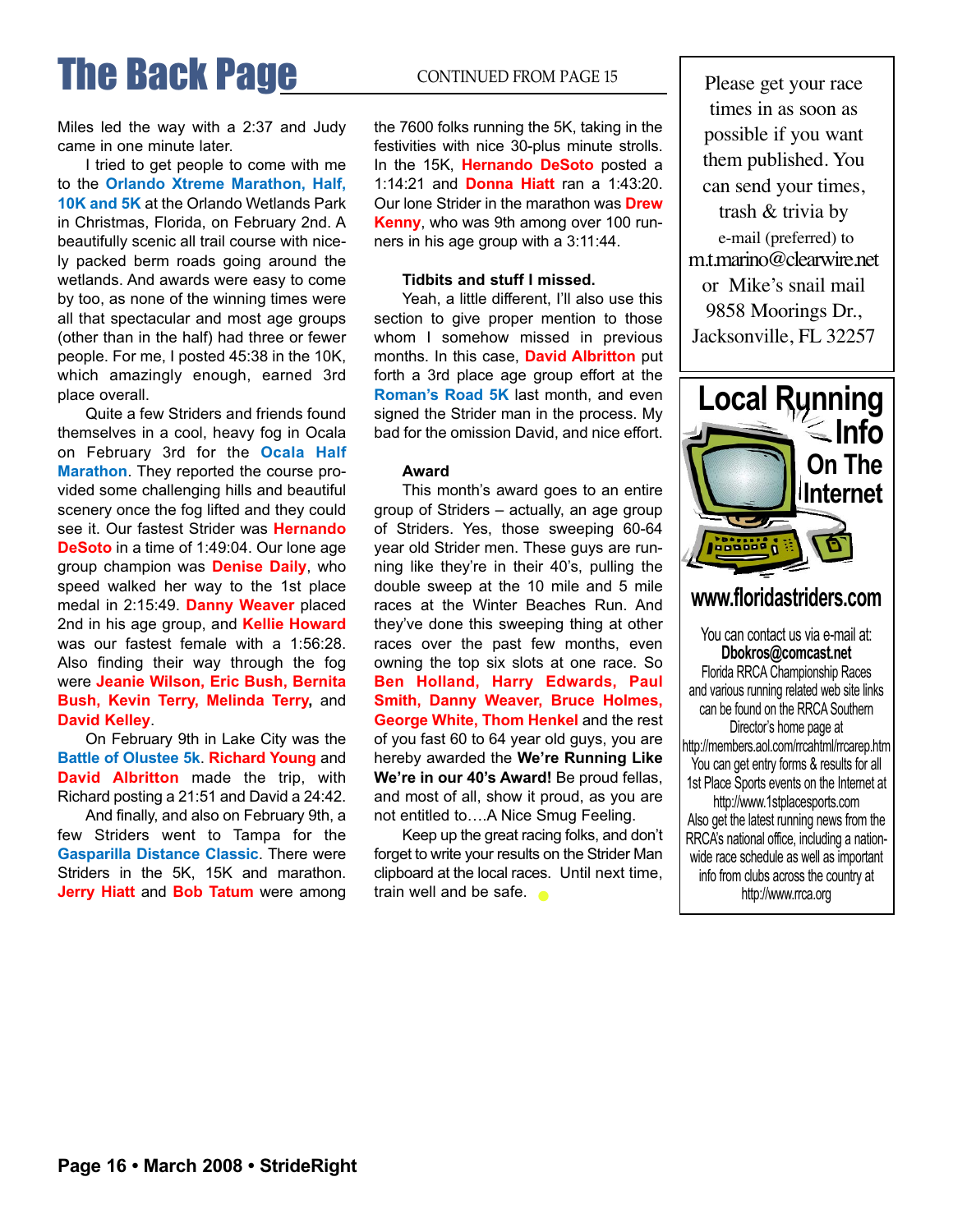# The Back Page

CONTINUED FROM PAGE 15

Miles led the way with a 2:37 and Judy came in one minute later.

I tried to get people to come with me to the **Orlando Xtreme Marathon, Half, 10K and 5K** at the Orlando Wetlands Park in Christmas, Florida, on February 2nd. A beautifully scenic all trail course with nicely packed berm roads going around the wetlands. And awards were easy to come by too, as none of the winning times were all that spectacular and most age groups (other than in the half) had three or fewer people. For me, I posted 45:38 in the 10K, which amazingly enough, earned 3rd place overall.

Quite a few Striders and friends found themselves in a cool, heavy fog in Ocala on February 3rd for the **Ocala Half Marathon**. They reported the course provided some challenging hills and beautiful scenery once the fog lifted and they could see it. Our fastest Strider was **Hernando DeSoto** in a time of 1:49:04. Our lone age group champion was **Denise Daily**, who speed walked her way to the 1st place medal in 2:15:49. **Danny Weaver** placed 2nd in his age group, and **Kellie Howard** was our fastest female with a 1:56:28. Also finding their way through the fog were **Jeanie Wilson, Eric Bush, Bernita Bush, Kevin Terry, Melinda Terry,** and **David Kelley**.

On February 9th in Lake City was the **Battle of Olustee 5k**. **Richard Young** and **David Albritton** made the trip, with Richard posting a 21:51 and David a 24:42.

And finally, and also on February 9th, a few Striders went to Tampa for the **Gasparilla Distance Classic**. There were Striders in the 5K, 15K and marathon. **Jerry Hiatt** and **Bob Tatum** were among the 7600 folks running the 5K, taking in the festivities with nice 30-plus minute strolls. In the 15K, **Hernando DeSoto** posted a 1:14:21 and **Donna Hiatt** ran a 1:43:20. Our lone Strider in the marathon was **Drew Kenny**, who was 9th among over 100 runners in his age group with a 3:11:44.

**Tidbits and stuff I missed.**

Yeah, a little different, I'll also use this section to give proper mention to those whom I somehow missed in previous months. In this case, **David Albritton** put forth a 3rd place age group effort at the **Roman's Road 5K** last month, and even signed the Strider man in the process. My bad for the omission David, and nice effort.

**Award**

This month's award goes to an entire group of Striders – actually, an age group of Striders. Yes, those sweeping 60-64 year old Strider men. These guys are running like they're in their 40's, pulling the double sweep at the 10 mile and 5 mile races at the Winter Beaches Run. And they've done this sweeping thing at other races over the past few months, even owning the top six slots at one race. So **Ben Holland, Harry Edwards, Paul Smith, Danny Weaver, Bruce Holmes, George White, Thom Henkel** and the rest of you fast 60 to 64 year old guys, you are hereby awarded the **We're Running Like We're in our 40's Award!** Be proud fellas, and most of all, show it proud, as you are not entitled to….A Nice Smug Feeling.

Keep up the great racing folks, and don't forget to write your results on the Strider Man clipboard at the local races. Until next time, train well and be safe.

---

Please get your race times in as soon as possible if you want them published. You can send your times, trash & trivia by e-mail (preferred) to m.t.marino@clearwire.net or Mike's snail mail 9858 Moorings Dr., Jacksonville, FL 32257

---

## Local Running Info On The Internet

**www.floridastriders.com**

You can contact us via e-mail at:
**Dbokros@comcast.net**

Florida RRCA Championship Races and various running related web site links can be found on the RRCA Southern Director's home page at http://members.aol.com/rrcahtml/rrcarep.htm

You can get entry forms & results for all 1st Place Sports events on the Internet at http://www.1stplacesports.com

Also get the latest running news from the RRCA's national office, including a nationwide race schedule as well as important info from clubs across the country at http://www.rrca.org